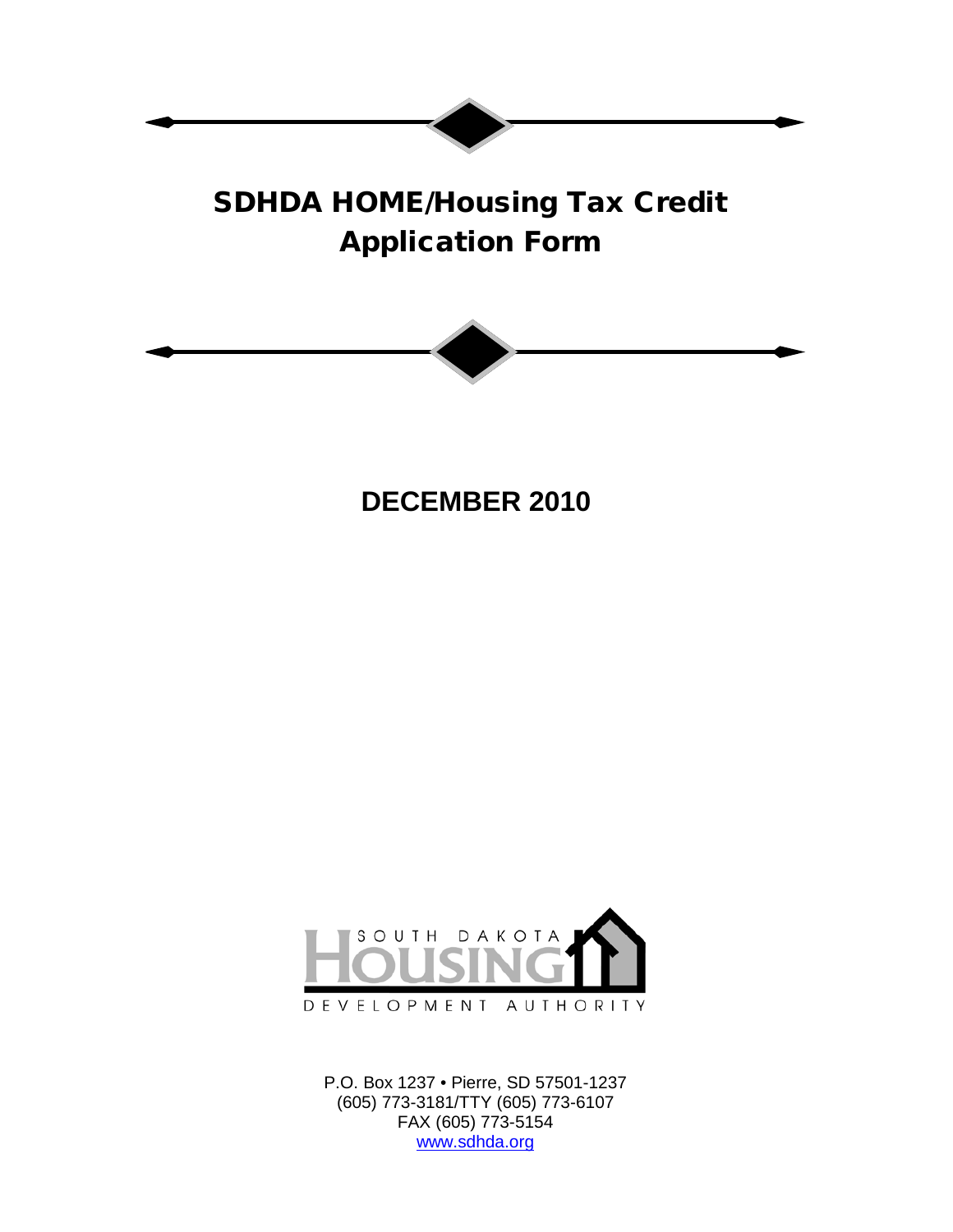# SDHDA HOME/Housing Tax Credit Application Form

## DECEMBER 2010

SOUTH DAKOTA HOUSING DEVELOPMENT AUTHORITY

P.O. Box 1237 • Pierre, SD 57501-1237
(605) 773-3181/TTY (605) 773-6107
FAX (605) 773-5154
www.sdhda.org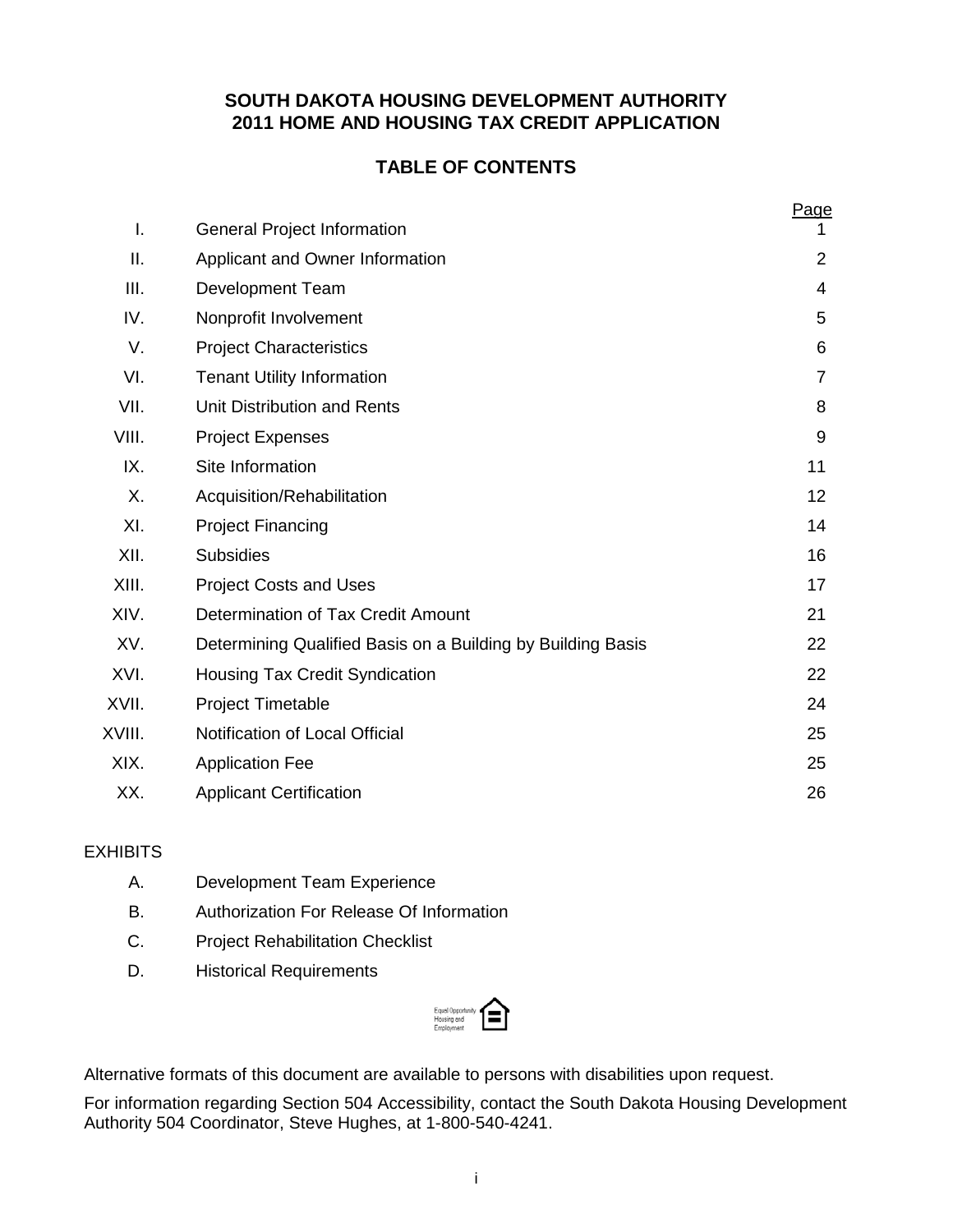# SOUTH DAKOTA HOUSING DEVELOPMENT AUTHORITY
# 2011 HOME AND HOUSING TAX CREDIT APPLICATION

## TABLE OF CONTENTS

| | | Page |
|---|---|---|
| I. | General Project Information | 1 |
| II. | Applicant and Owner Information | 2 |
| III. | Development Team | 4 |
| IV. | Nonprofit Involvement | 5 |
| V. | Project Characteristics | 6 |
| VI. | Tenant Utility Information | 7 |
| VII. | Unit Distribution and Rents | 8 |
| VIII. | Project Expenses | 9 |
| IX. | Site Information | 11 |
| X. | Acquisition/Rehabilitation | 12 |
| XI. | Project Financing | 14 |
| XII. | Subsidies | 16 |
| XIII. | Project Costs and Uses | 17 |
| XIV. | Determination of Tax Credit Amount | 21 |
| XV. | Determining Qualified Basis on a Building by Building Basis | 22 |
| XVI. | Housing Tax Credit Syndication | 22 |
| XVII. | Project Timetable | 24 |
| XVIII. | Notification of Local Official | 25 |
| XIX. | Application Fee | 25 |
| XX. | Applicant Certification | 26 |

EXHIBITS

| | |
|---|---|
| A. | Development Team Experience |
| B. | Authorization For Release Of Information |
| C. | Project Rehabilitation Checklist |
| D. | Historical Requirements |

Equal Opportunity Housing and Employment

Alternative formats of this document are available to persons with disabilities upon request.

For information regarding Section 504 Accessibility, contact the South Dakota Housing Development Authority 504 Coordinator, Steve Hughes, at 1-800-540-4241.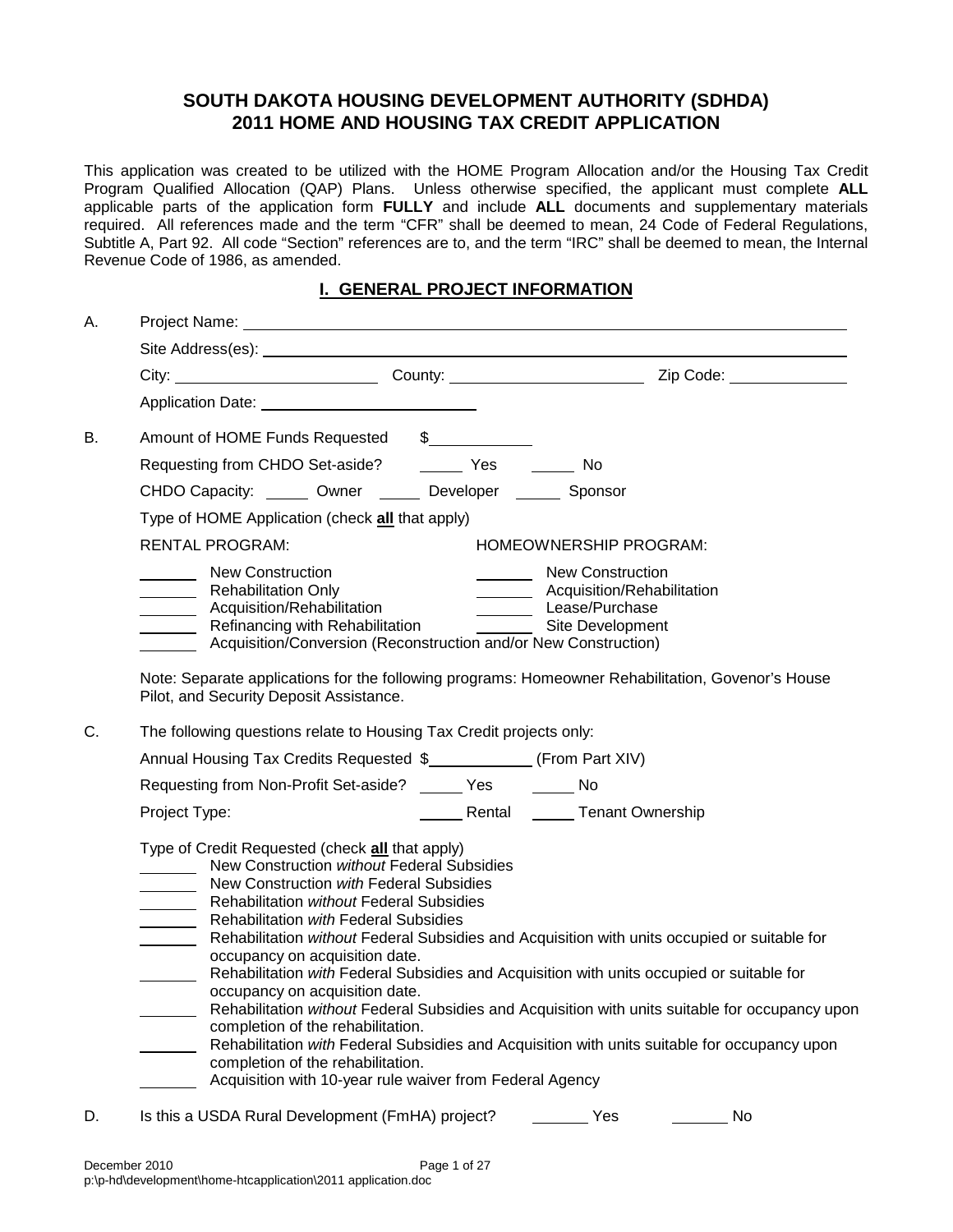# SOUTH DAKOTA HOUSING DEVELOPMENT AUTHORITY (SDHDA)
# 2011 HOME AND HOUSING TAX CREDIT APPLICATION

This application was created to be utilized with the HOME Program Allocation and/or the Housing Tax Credit Program Qualified Allocation (QAP) Plans. Unless otherwise specified, the applicant must complete **ALL** applicable parts of the application form **FULLY** and include **ALL** documents and supplementary materials required. All references made and the term "CFR" shall be deemed to mean, 24 Code of Federal Regulations, Subtitle A, Part 92. All code "Section" references are to, and the term "IRC" shall be deemed to mean, the Internal Revenue Code of 1986, as amended.

## I. GENERAL PROJECT INFORMATION

A. Project Name: ______________________________

Site Address(es): ______________________________

City: ____________ County: ____________ Zip Code: ____________

Application Date: ______________________________

B. Amount of HOME Funds Requested $____________

Requesting from CHDO Set-aside? _____ Yes _____ No

CHDO Capacity: _____ Owner _____ Developer _____ Sponsor

Type of HOME Application (check **all** that apply)

RENTAL PROGRAM:

- _______ New Construction
- _______ Rehabilitation Only
- _______ Acquisition/Rehabilitation
- _______ Refinancing with Rehabilitation
- _______ Acquisition/Conversion (Reconstruction and/or New Construction)

HOMEOWNERSHIP PROGRAM:

- _______ New Construction
- _______ Acquisition/Rehabilitation
- _______ Lease/Purchase
- _______ Site Development

Note: Separate applications for the following programs: Homeowner Rehabilitation, Govenor's House Pilot, and Security Deposit Assistance.

C. The following questions relate to Housing Tax Credit projects only:

Annual Housing Tax Credits Requested $____________ (From Part XIV)

Requesting from Non-Profit Set-aside? _____ Yes _____ No

Project Type: _____ Rental _____ Tenant Ownership

Type of Credit Requested (check **all** that apply)

- _______ New Construction *without* Federal Subsidies
- _______ New Construction *with* Federal Subsidies
- _______ Rehabilitation *without* Federal Subsidies
- _______ Rehabilitation *with* Federal Subsidies
- _______ Rehabilitation *without* Federal Subsidies and Acquisition with units occupied or suitable for occupancy on acquisition date.
- _______ Rehabilitation *with* Federal Subsidies and Acquisition with units occupied or suitable for occupancy on acquisition date.
- _______ Rehabilitation *without* Federal Subsidies and Acquisition with units suitable for occupancy upon completion of the rehabilitation.
- _______ Rehabilitation *with* Federal Subsidies and Acquisition with units suitable for occupancy upon completion of the rehabilitation.
- _______ Acquisition with 10-year rule waiver from Federal Agency

D. Is this a USDA Rural Development (FmHA) project? _______ Yes _______ No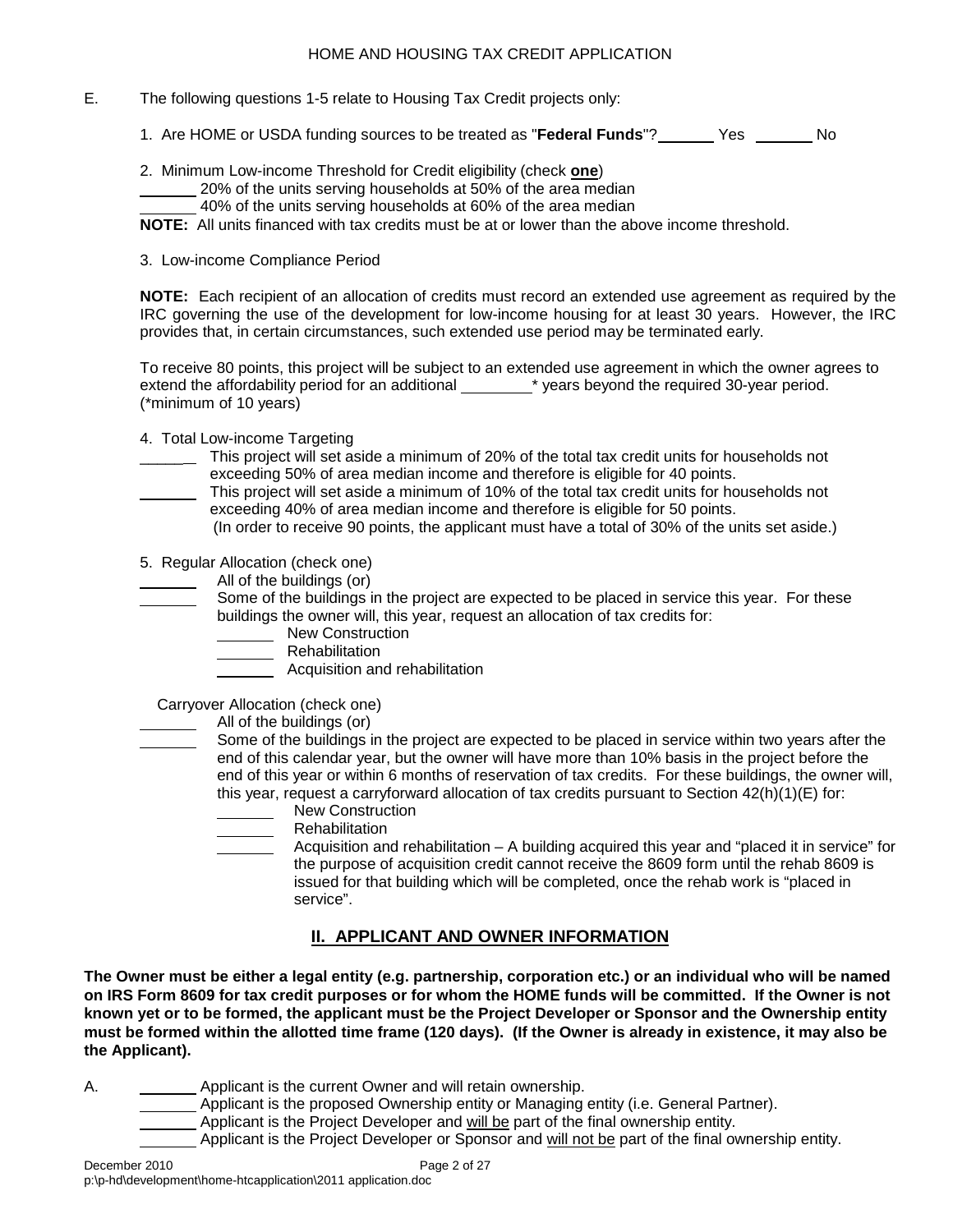E. The following questions 1-5 relate to Housing Tax Credit projects only:

1. Are HOME or USDA funding sources to be treated as "**Federal Funds**"? _______ Yes _______ No

2. Minimum Low-income Threshold for Credit eligibility (check **one**)

_______ 20% of the units serving households at 50% of the area median

_______ 40% of the units serving households at 60% of the area median

**NOTE:** All units financed with tax credits must be at or lower than the above income threshold.

3. Low-income Compliance Period

**NOTE:** Each recipient of an allocation of credits must record an extended use agreement as required by the IRC governing the use of the development for low-income housing for at least 30 years. However, the IRC provides that, in certain circumstances, such extended use period may be terminated early.

To receive 80 points, this project will be subject to an extended use agreement in which the owner agrees to extend the affordability period for an additional ________* years beyond the required 30-year period. (*minimum of 10 years)

4. Total Low-income Targeting

_______ This project will set aside a minimum of 20% of the total tax credit units for households not exceeding 50% of area median income and therefore is eligible for 40 points.

_______ This project will set aside a minimum of 10% of the total tax credit units for households not exceeding 40% of area median income and therefore is eligible for 50 points.
(In order to receive 90 points, the applicant must have a total of 30% of the units set aside.)

5. Regular Allocation (check one)

_______ All of the buildings (or)

_______ Some of the buildings in the project are expected to be placed in service this year. For these buildings the owner will, this year, request an allocation of tax credits for:

- _______ New Construction
- _______ Rehabilitation
- _______ Acquisition and rehabilitation

Carryover Allocation (check one)

_______ All of the buildings (or)

_______ Some of the buildings in the project are expected to be placed in service within two years after the end of this calendar year, but the owner will have more than 10% basis in the project before the end of this year or within 6 months of reservation of tax credits. For these buildings, the owner will, this year, request a carryforward allocation of tax credits pursuant to Section 42(h)(1)(E) for:

- _______ New Construction
- _______ Rehabilitation
- _______ Acquisition and rehabilitation – A building acquired this year and "placed it in service" for the purpose of acquisition credit cannot receive the 8609 form until the rehab 8609 is issued for that building which will be completed, once the rehab work is "placed in service".

## II. APPLICANT AND OWNER INFORMATION

**The Owner must be either a legal entity (e.g. partnership, corporation etc.) or an individual who will be named on IRS Form 8609 for tax credit purposes or for whom the HOME funds will be committed. If the Owner is not known yet or to be formed, the applicant must be the Project Developer or Sponsor and the Ownership entity must be formed within the allotted time frame (120 days). (If the Owner is already in existence, it may also be the Applicant).**

A. _______ Applicant is the current Owner and will retain ownership.

_______ Applicant is the proposed Ownership entity or Managing entity (i.e. General Partner).

_______ Applicant is the Project Developer and will be part of the final ownership entity.

_______ Applicant is the Project Developer or Sponsor and will not be part of the final ownership entity.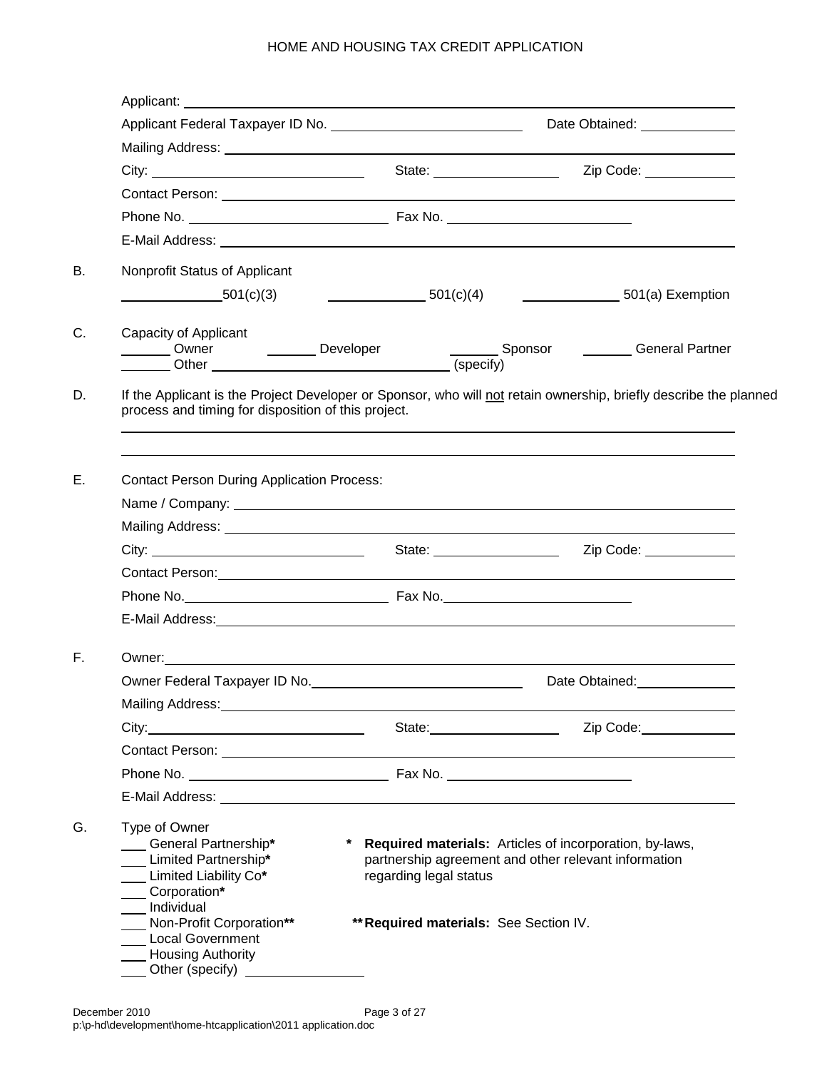Applicant: ______________________________________________

Applicant Federal Taxpayer ID No. ______________________ Date Obtained: ____________

Mailing Address: ______________________________________________

City: ______________________ State: ______________ Zip Code: ____________

Contact Person: ______________________________________________

Phone No. ______________________ Fax No. ______________________

E-Mail Address: ______________________________________________

B. Nonprofit Status of Applicant

____________ 501(c)(3) ____________ 501(c)(4) ____________ 501(a) Exemption

C. Capacity of Applicant

______ Owner ______ Developer ______ Sponsor ______ General Partner

______ Other ______________________________ (specify)

D. If the Applicant is the Project Developer or Sponsor, who will not retain ownership, briefly describe the planned process and timing for disposition of this project.

______________________________________________

______________________________________________

E. Contact Person During Application Process:

Name / Company: ______________________________________________

Mailing Address: ______________________________________________

City: ______________________ State: ______________ Zip Code: ____________

Contact Person: ______________________________________________

Phone No. ______________________ Fax No. ______________________

E-Mail Address: ______________________________________________

F. Owner: ______________________________________________

Owner Federal Taxpayer ID No. ______________________ Date Obtained: ____________

Mailing Address: ______________________________________________

City: ______________________ State: ______________ Zip Code: ____________

Contact Person: ______________________________________________

Phone No. ______________________ Fax No. ______________________

E-Mail Address: ______________________________________________

G. Type of Owner

- ___ General Partnership**\***
- ___ Limited Partnership**\***
- ___ Limited Liability Co**\***
- ___ Corporation**\***
- ___ Individual
- ___ Non-Profit Corporation**\*\***
- ___ Local Government
- ___ Housing Authority
- ___ Other (specify) ______________

**\* Required materials:** Articles of incorporation, by-laws, partnership agreement and other relevant information regarding legal status

**\*\* Required materials:** See Section IV.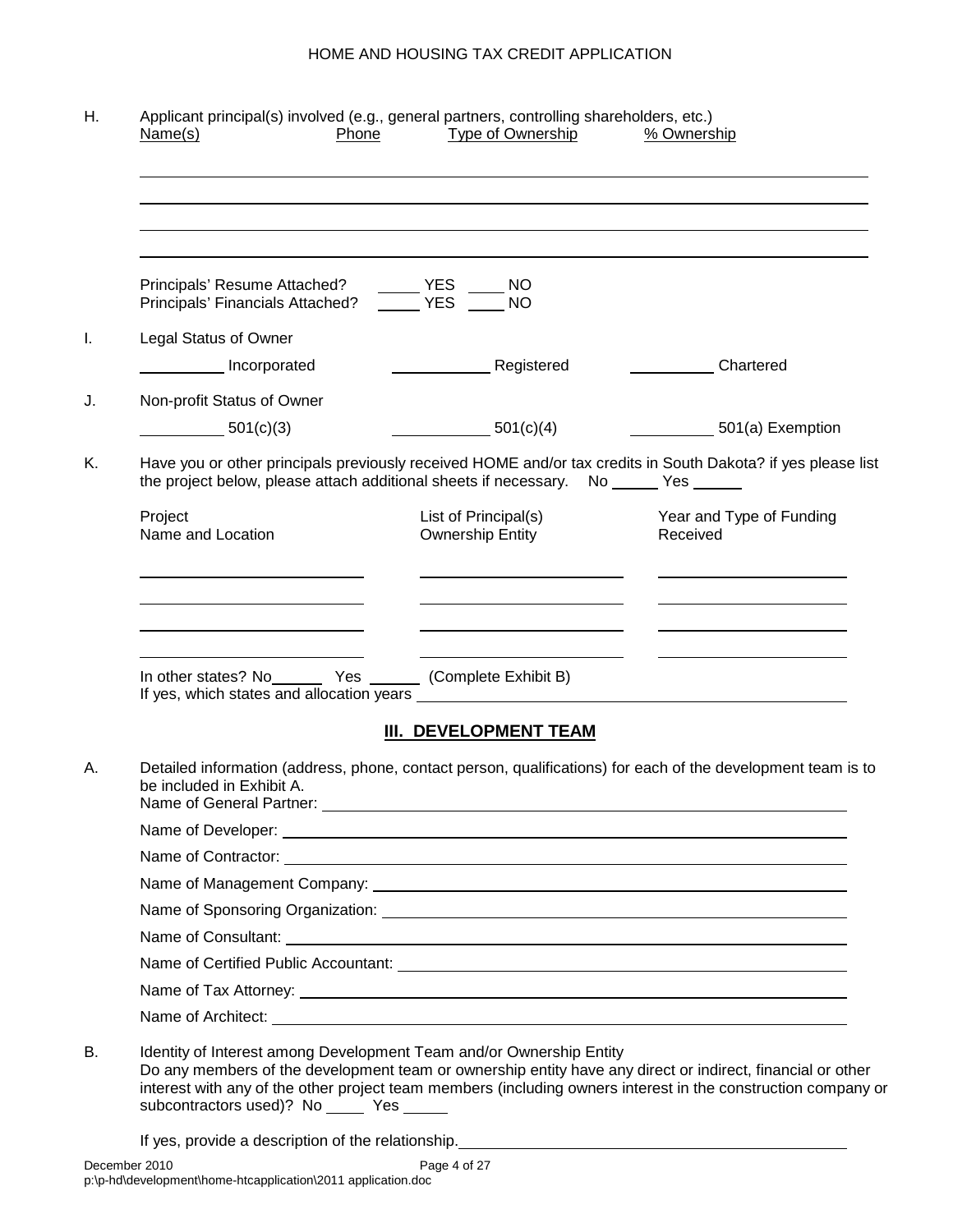H. Applicant principal(s) involved (e.g., general partners, controlling shareholders, etc.)

| Name(s) | Phone | Type of Ownership | % Ownership |
|---|---|---|---|
| | | | |
| | | | |
| | | | |
| | | | |

Principals' Resume Attached? _____ YES _____ NO
Principals' Financials Attached? _____ YES _____ NO

I. Legal Status of Owner

__________ Incorporated __________ Registered __________ Chartered

J. Non-profit Status of Owner

__________ 501(c)(3) __________ 501(c)(4) __________ 501(a) Exemption

K. Have you or other principals previously received HOME and/or tax credits in South Dakota? if yes please list the project below, please attach additional sheets if necessary. No ______ Yes ______

| Project Name and Location | List of Principal(s) Ownership Entity | Year and Type of Funding Received |
|---|---|---|
| | | |
| | | |
| | | |
| | | |

In other states? No______ Yes ______ (Complete Exhibit B)
If yes, which states and allocation years ____________________

## III. DEVELOPMENT TEAM

A. Detailed information (address, phone, contact person, qualifications) for each of the development team is to be included in Exhibit A.

Name of General Partner: ____________________
Name of Developer: ____________________
Name of Contractor: ____________________
Name of Management Company: ____________________
Name of Sponsoring Organization: ____________________
Name of Consultant: ____________________
Name of Certified Public Accountant: ____________________
Name of Tax Attorney: ____________________
Name of Architect: ____________________

B. Identity of Interest among Development Team and/or Ownership Entity
Do any members of the development team or ownership entity have any direct or indirect, financial or other interest with any of the other project team members (including owners interest in the construction company or subcontractors used)? No _____ Yes _____

If yes, provide a description of the relationship. ____________________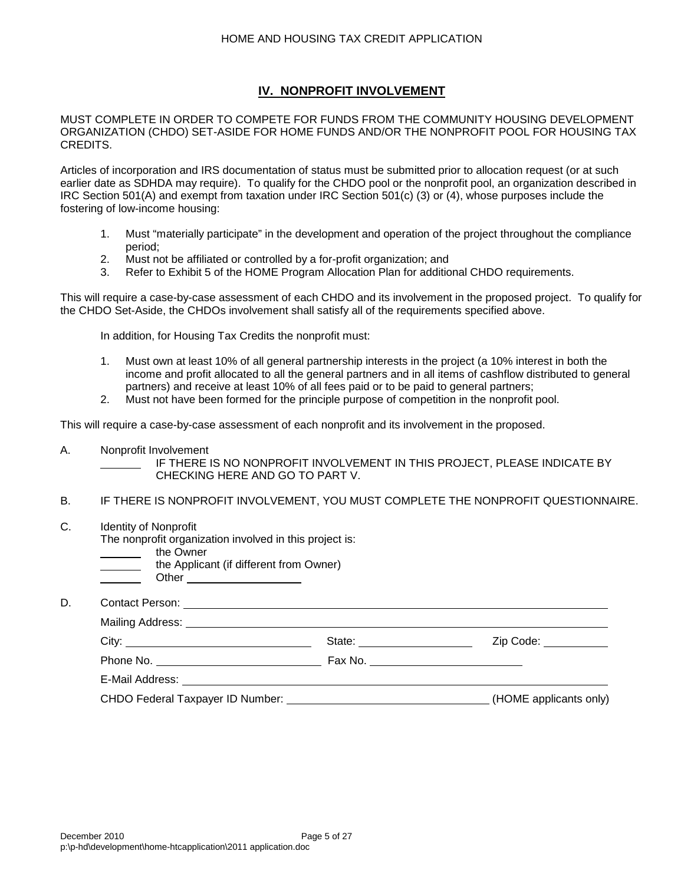## IV. NONPROFIT INVOLVEMENT

MUST COMPLETE IN ORDER TO COMPETE FOR FUNDS FROM THE COMMUNITY HOUSING DEVELOPMENT ORGANIZATION (CHDO) SET-ASIDE FOR HOME FUNDS AND/OR THE NONPROFIT POOL FOR HOUSING TAX CREDITS.

Articles of incorporation and IRS documentation of status must be submitted prior to allocation request (or at such earlier date as SDHDA may require). To qualify for the CHDO pool or the nonprofit pool, an organization described in IRC Section 501(A) and exempt from taxation under IRC Section 501(c) (3) or (4), whose purposes include the fostering of low-income housing:

1. Must "materially participate" in the development and operation of the project throughout the compliance period;
2. Must not be affiliated or controlled by a for-profit organization; and
3. Refer to Exhibit 5 of the HOME Program Allocation Plan for additional CHDO requirements.

This will require a case-by-case assessment of each CHDO and its involvement in the proposed project. To qualify for the CHDO Set-Aside, the CHDOs involvement shall satisfy all of the requirements specified above.

In addition, for Housing Tax Credits the nonprofit must:

1. Must own at least 10% of all general partnership interests in the project (a 10% interest in both the income and profit allocated to all the general partners and in all items of cashflow distributed to general partners) and receive at least 10% of all fees paid or to be paid to general partners;
2. Must not have been formed for the principle purpose of competition in the nonprofit pool.

This will require a case-by-case assessment of each nonprofit and its involvement in the proposed.

A. Nonprofit Involvement

_______ IF THERE IS NO NONPROFIT INVOLVEMENT IN THIS PROJECT, PLEASE INDICATE BY CHECKING HERE AND GO TO PART V.

B. IF THERE IS NONPROFIT INVOLVEMENT, YOU MUST COMPLETE THE NONPROFIT QUESTIONNAIRE.

C. Identity of Nonprofit

The nonprofit organization involved in this project is:

_______ the Owner
_______ the Applicant (if different from Owner)
_______ Other ____________________

D. Contact Person: ______________________________________________

Mailing Address: ______________________________________________

City: ____________________ State: ____________ Zip Code: __________

Phone No. ____________________ Fax No. ____________________

E-Mail Address: ______________________________________________

CHDO Federal Taxpayer ID Number: ____________________ (HOME applicants only)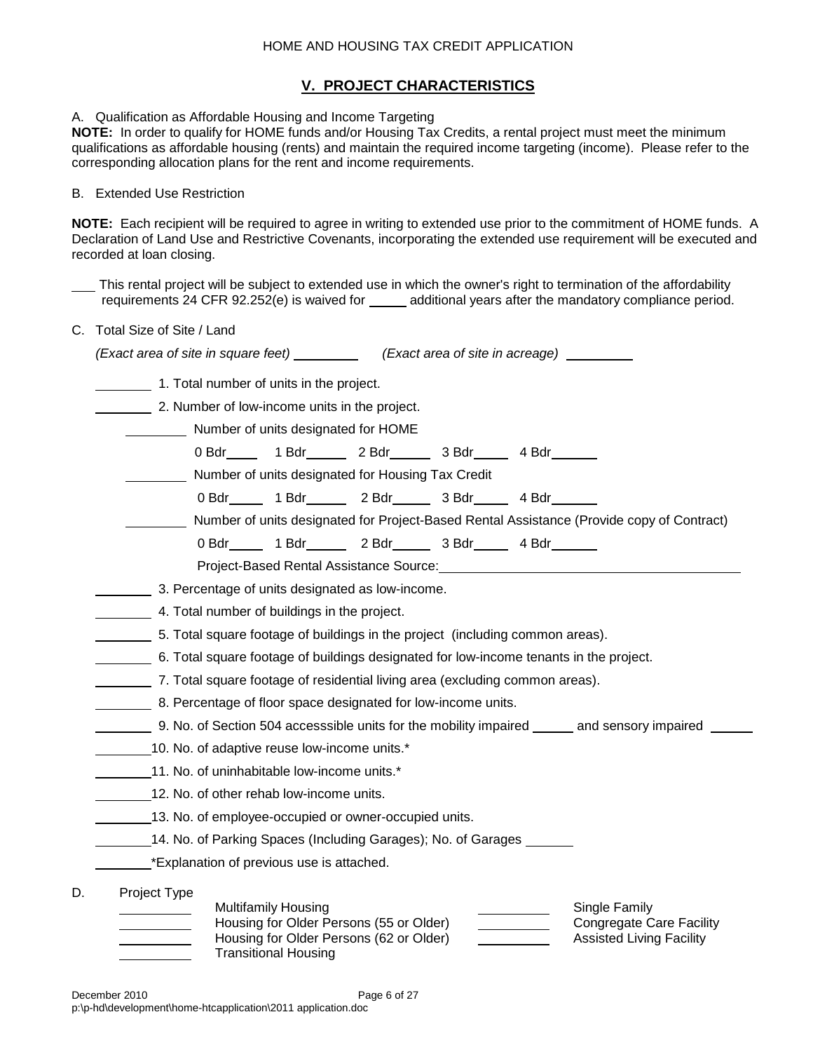## V. PROJECT CHARACTERISTICS

A. Qualification as Affordable Housing and Income Targeting

**NOTE:** In order to qualify for HOME funds and/or Housing Tax Credits, a rental project must meet the minimum qualifications as affordable housing (rents) and maintain the required income targeting (income). Please refer to the corresponding allocation plans for the rent and income requirements.

B. Extended Use Restriction

**NOTE:** Each recipient will be required to agree in writing to extended use prior to the commitment of HOME funds. A Declaration of Land Use and Restrictive Covenants, incorporating the extended use requirement will be executed and recorded at loan closing.

___ This rental project will be subject to extended use in which the owner's right to termination of the affordability requirements 24 CFR 92.252(e) is waived for _____ additional years after the mandatory compliance period.

C. Total Size of Site / Land

*(Exact area of site in square feet)* _________ *(Exact area of site in acreage)* _________

________ 1. Total number of units in the project.

________ 2. Number of low-income units in the project.

________ Number of units designated for HOME

0 Bdr_____ 1 Bdr______ 2 Bdr______ 3 Bdr_____ 4 Bdr______

________ Number of units designated for Housing Tax Credit

0 Bdr_____ 1 Bdr______ 2 Bdr______ 3 Bdr_____ 4 Bdr______

________ Number of units designated for Project-Based Rental Assistance (Provide copy of Contract)

0 Bdr_____ 1 Bdr______ 2 Bdr______ 3 Bdr_____ 4 Bdr______

Project-Based Rental Assistance Source:________________________________________

________ 3. Percentage of units designated as low-income.

________ 4. Total number of buildings in the project.

________ 5. Total square footage of buildings in the project (including common areas).

________ 6. Total square footage of buildings designated for low-income tenants in the project.

________ 7. Total square footage of residential living area (excluding common areas).

________ 8. Percentage of floor space designated for low-income units.

________ 9. No. of Section 504 accesssible units for the mobility impaired ______ and sensory impaired ______

________10. No. of adaptive reuse low-income units.*

________11. No. of uninhabitable low-income units.*

________12. No. of other rehab low-income units.

________13. No. of employee-occupied or owner-occupied units.

________14. No. of Parking Spaces (Including Garages); No. of Garages ______

________*Explanation of previous use is attached.

D. Project Type

__________ Multifamily Housing

__________ Housing for Older Persons (55 or Older)

__________ Housing for Older Persons (62 or Older)

__________ Transitional Housing

__________ Single Family

__________ Congregate Care Facility

__________ Assisted Living Facility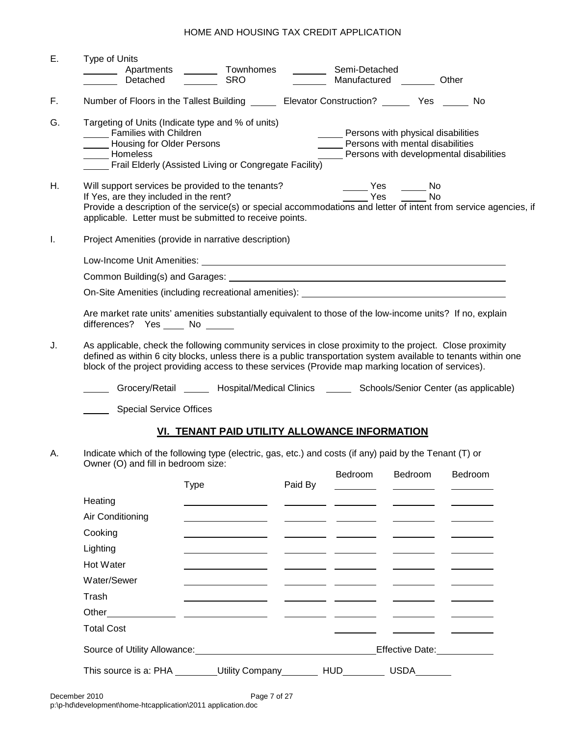E. Type of Units

_______ Apartments _______ Townhomes _______ Semi-Detached
_______ Detached _______ SRO _______ Manufactured _______ Other

F. Number of Floors in the Tallest Building _____ Elevator Construction? _____ Yes _____ No

G. Targeting of Units (Indicate type and % of units)

_____ Families with Children
_____ Housing for Older Persons
_____ Homeless
_____ Frail Elderly (Assisted Living or Congregate Facility)
_____ Persons with physical disabilities
_____ Persons with mental disabilities
_____ Persons with developmental disabilities

H. Will support services be provided to the tenants? _____ Yes _____ No
If Yes, are they included in the rent? _____ Yes _____ No
Provide a description of the service(s) or special accommodations and letter of intent from service agencies, if applicable. Letter must be submitted to receive points.

I. Project Amenities (provide in narrative description)

Low-Income Unit Amenities: ______________________________

Common Building(s) and Garages: ______________________________

On-Site Amenities (including recreational amenities): ______________________________

Are market rate units' amenities substantially equivalent to those of the low-income units? If no, explain differences? Yes ____ No _____

J. As applicable, check the following community services in close proximity to the project. Close proximity defined as within 6 city blocks, unless there is a public transportation system available to tenants within one block of the project providing access to these services (Provide map marking location of services).

_____ Grocery/Retail _____ Hospital/Medical Clinics _____ Schools/Senior Center (as applicable)

_____ Special Service Offices

## VI. TENANT PAID UTILITY ALLOWANCE INFORMATION

A. Indicate which of the following type (electric, gas, etc.) and costs (if any) paid by the Tenant (T) or Owner (O) and fill in bedroom size:

| | Type | Paid By | ____ Bedroom | ____ Bedroom | ____ Bedroom |
|---|---|---|---|---|---|
| Heating | | | | | |
| Air Conditioning | | | | | |
| Cooking | | | | | |
| Lighting | | | | | |
| Hot Water | | | | | |
| Water/Sewer | | | | | |
| Trash | | | | | |
| Other________ | | | | | |
| Total Cost | | | | | |

Source of Utility Allowance: ______________________________ Effective Date: __________

This source is a: PHA ________ Utility Company _______ HUD ________ USDA _______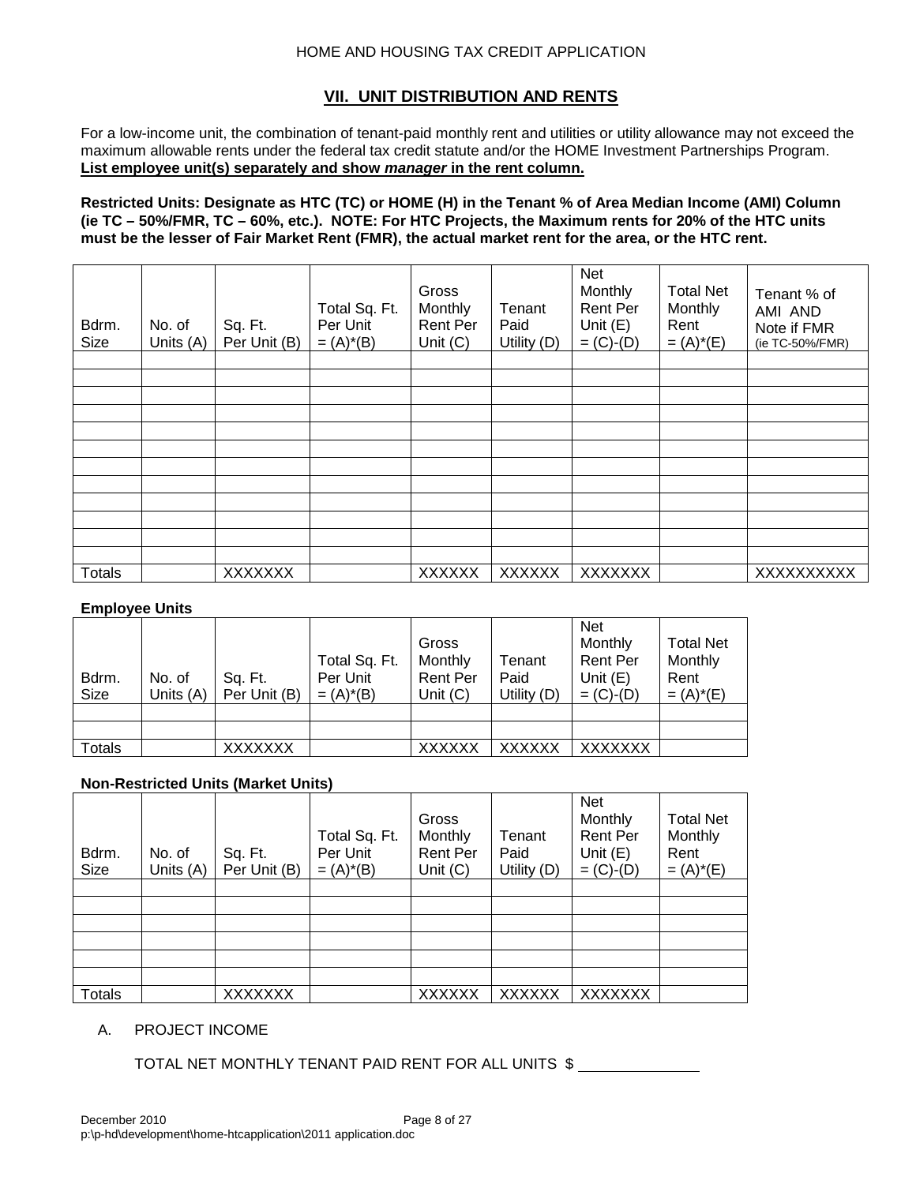## VII. UNIT DISTRIBUTION AND RENTS

For a low-income unit, the combination of tenant-paid monthly rent and utilities or utility allowance may not exceed the maximum allowable rents under the federal tax credit statute and/or the HOME Investment Partnerships Program. **List employee unit(s) separately and show *manager* in the rent column.**

**Restricted Units: Designate as HTC (TC) or HOME (H) in the Tenant % of Area Median Income (AMI) Column (ie TC – 50%/FMR, TC – 60%, etc.). NOTE: For HTC Projects, the Maximum rents for 20% of the HTC units must be the lesser of Fair Market Rent (FMR), the actual market rent for the area, or the HTC rent.**

| Bdrm. Size | No. of Units (A) | Sq. Ft. Per Unit (B) | Total Sq. Ft. Per Unit = (A)*(B) | Gross Monthly Rent Per Unit (C) | Tenant Paid Utility (D) | Net Monthly Rent Per Unit (E) = (C)-(D) | Total Net Monthly Rent = (A)*(E) | Tenant % of AMI AND Note if FMR (ie TC-50%/FMR) |
|---|---|---|---|---|---|---|---|---|
| | | | | | | | | |
| | | | | | | | | |
| | | | | | | | | |
| | | | | | | | | |
| | | | | | | | | |
| | | | | | | | | |
| | | | | | | | | |
| | | | | | | | | |
| | | | | | | | | |
| | | | | | | | | |
| | | | | | | | | |
| | | | | | | | | |
| Totals | | XXXXXXX | | XXXXXX | XXXXXX | XXXXXXX | | XXXXXXXXXX |

**Employee Units**

| Bdrm. Size | No. of Units (A) | Sq. Ft. Per Unit (B) | Total Sq. Ft. Per Unit = (A)*(B) | Gross Monthly Rent Per Unit (C) | Tenant Paid Utility (D) | Net Monthly Rent Per Unit (E) = (C)-(D) | Total Net Monthly Rent = (A)*(E) |
|---|---|---|---|---|---|---|---|
| | | | | | | | |
| | | | | | | | |
| Totals | | XXXXXXX | | XXXXXX | XXXXXX | XXXXXXX | |

**Non-Restricted Units (Market Units)**

| Bdrm. Size | No. of Units (A) | Sq. Ft. Per Unit (B) | Total Sq. Ft. Per Unit = (A)*(B) | Gross Monthly Rent Per Unit (C) | Tenant Paid Utility (D) | Net Monthly Rent Per Unit (E) = (C)-(D) | Total Net Monthly Rent = (A)*(E) |
|---|---|---|---|---|---|---|---|
| | | | | | | | |
| | | | | | | | |
| | | | | | | | |
| | | | | | | | |
| | | | | | | | |
| | | | | | | | |
| Totals | | XXXXXXX | | XXXXXX | XXXXXX | XXXXXXX | |

A. PROJECT INCOME

TOTAL NET MONTHLY TENANT PAID RENT FOR ALL UNITS $ ______________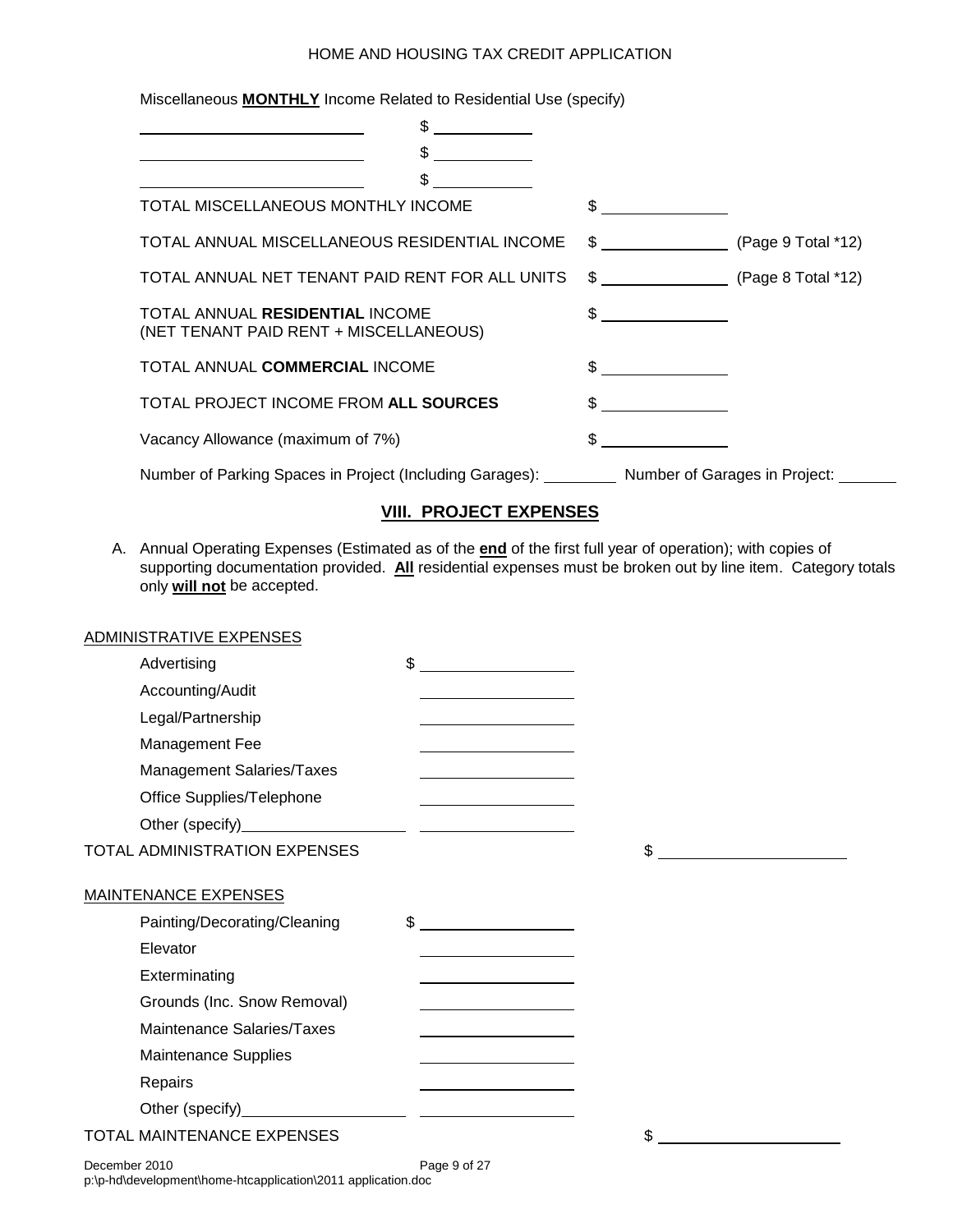Miscellaneous **MONTHLY** Income Related to Residential Use (specify)

| | |
|---|---|
| ______________________ | $ __________ |
| ______________________ | $ __________ |
| ______________________ | $ __________ |

| | | |
|---|---|---|
| TOTAL MISCELLANEOUS MONTHLY INCOME | $ ____________ | |
| TOTAL ANNUAL MISCELLANEOUS RESIDENTIAL INCOME | $ ____________ | (Page 9 Total *12) |
| TOTAL ANNUAL NET TENANT PAID RENT FOR ALL UNITS | $ ____________ | (Page 8 Total *12) |
| TOTAL ANNUAL **RESIDENTIAL** INCOME (NET TENANT PAID RENT + MISCELLANEOUS) | $ ____________ | |
| TOTAL ANNUAL **COMMERCIAL** INCOME | $ ____________ | |
| TOTAL PROJECT INCOME FROM **ALL SOURCES** | $ ____________ | |
| Vacancy Allowance (maximum of 7%) | $ ____________ | |

Number of Parking Spaces in Project (Including Garages): ________ Number of Garages in Project: ______

## VIII. PROJECT EXPENSES

A. Annual Operating Expenses (Estimated as of the **end** of the first full year of operation); with copies of supporting documentation provided. **All** residential expenses must be broken out by line item. Category totals only **will not** be accepted.

ADMINISTRATIVE EXPENSES

| | | |
|---|---|---|
| Advertising | $ ______________ | |
| Accounting/Audit | ______________ | |
| Legal/Partnership | ______________ | |
| Management Fee | ______________ | |
| Management Salaries/Taxes | ______________ | |
| Office Supplies/Telephone | ______________ | |
| Other (specify)______________ | ______________ | |
| TOTAL ADMINISTRATION EXPENSES | | $ ________________ |

MAINTENANCE EXPENSES

| | | |
|---|---|---|
| Painting/Decorating/Cleaning | $ ______________ | |
| Elevator | ______________ | |
| Exterminating | ______________ | |
| Grounds (Inc. Snow Removal) | ______________ | |
| Maintenance Salaries/Taxes | ______________ | |
| Maintenance Supplies | ______________ | |
| Repairs | ______________ | |
| Other (specify)______________ | ______________ | |
| TOTAL MAINTENANCE EXPENSES | | $ ________________ |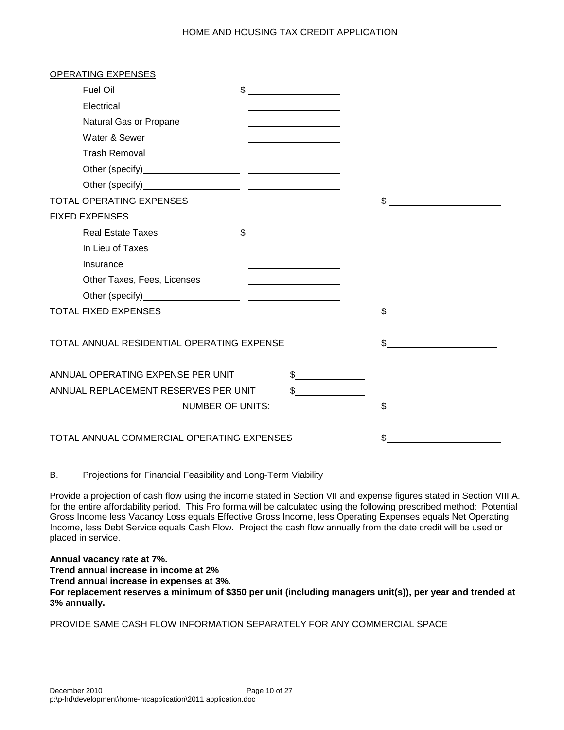OPERATING EXPENSES

| | | |
|---|---|---|
| Fuel Oil | $ ______ | |
| Electrical | ______ | |
| Natural Gas or Propane | ______ | |
| Water & Sewer | ______ | |
| Trash Removal | ______ | |
| Other (specify)______ | ______ | |
| Other (specify)______ | ______ | |
| TOTAL OPERATING EXPENSES | | $ ______ |

FIXED EXPENSES

| | | |
|---|---|---|
| Real Estate Taxes | $ ______ | |
| In Lieu of Taxes | ______ | |
| Insurance | ______ | |
| Other Taxes, Fees, Licenses | ______ | |
| Other (specify)______ | ______ | |
| TOTAL FIXED EXPENSES | | $______ |

TOTAL ANNUAL RESIDENTIAL OPERATING EXPENSE $______

| | | |
|---|---|---|
| ANNUAL OPERATING EXPENSE PER UNIT | $______ | |
| ANNUAL REPLACEMENT RESERVES PER UNIT | $______ | |
| NUMBER OF UNITS: | ______ | $ ______ |

TOTAL ANNUAL COMMERCIAL OPERATING EXPENSES $______

B. Projections for Financial Feasibility and Long-Term Viability

Provide a projection of cash flow using the income stated in Section VII and expense figures stated in Section VIII A. for the entire affordability period. This Pro forma will be calculated using the following prescribed method: Potential Gross Income less Vacancy Loss equals Effective Gross Income, less Operating Expenses equals Net Operating Income, less Debt Service equals Cash Flow. Project the cash flow annually from the date credit will be used or placed in service.

**Annual vacancy rate at 7%.**
**Trend annual increase in income at 2%**
**Trend annual increase in expenses at 3%.**
**For replacement reserves a minimum of $350 per unit (including managers unit(s)), per year and trended at 3% annually.**

PROVIDE SAME CASH FLOW INFORMATION SEPARATELY FOR ANY COMMERCIAL SPACE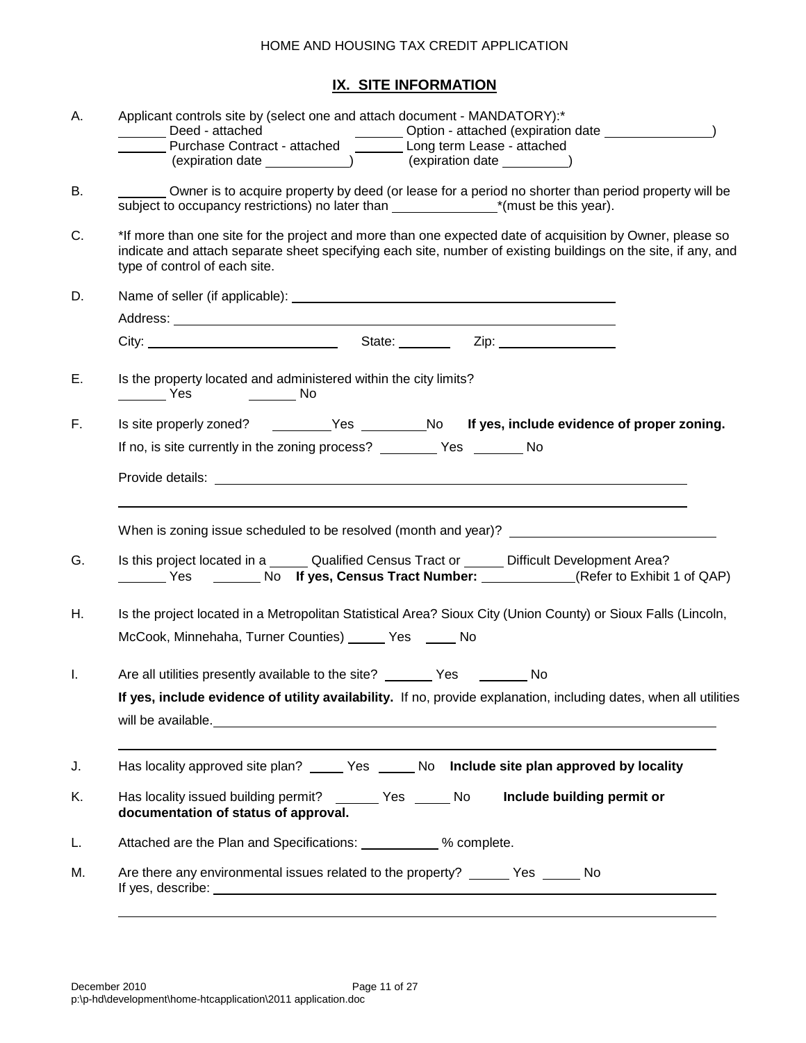## IX. SITE INFORMATION

A. Applicant controls site by (select one and attach document - MANDATORY):*

_______ Deed - attached _______ Option - attached (expiration date _______________)

_______ Purchase Contract - attached _______ Long term Lease - attached

(expiration date ____________) (expiration date __________)

B. _______ Owner is to acquire property by deed (or lease for a period no shorter than period property will be subject to occupancy restrictions) no later than _______________*(must be this year).

C. *If more than one site for the project and more than one expected date of acquisition by Owner, please so indicate and attach separate sheet specifying each site, number of existing buildings on the site, if any, and type of control of each site.

D. Name of seller (if applicable): ____________________________________________

Address: ____________________________________________

City: ___________________________ State: ________ Zip: _________________

E. Is the property located and administered within the city limits?

_______ Yes _______ No

F. Is site properly zoned? _________Yes _________No **If yes, include evidence of proper zoning.**

If no, is site currently in the zoning process? ________ Yes _______ No

Provide details: ____________________________________________

____________________________________________

When is zoning issue scheduled to be resolved (month and year)? ____________________________

G. Is this project located in a _____ Qualified Census Tract or _____ Difficult Development Area?

_______ Yes _______ No **If yes, Census Tract Number:** _____________(Refer to Exhibit 1 of QAP)

H. Is the project located in a Metropolitan Statistical Area? Sioux City (Union County) or Sioux Falls (Lincoln, McCook, Minnehaha, Turner Counties) _____ Yes _____ No

I. Are all utilities presently available to the site? _______ Yes _______ No

**If yes, include evidence of utility availability.** If no, provide explanation, including dates, when all utilities will be available. ____________________________________________

____________________________________________

J. Has locality approved site plan? _____ Yes _____ No **Include site plan approved by locality**

K. Has locality issued building permit? ______ Yes _____ No **Include building permit or documentation of status of approval.**

L. Attached are the Plan and Specifications: ___________ % complete.

M. Are there any environmental issues related to the property? _____ Yes _____ No

If yes, describe: ____________________________________________

____________________________________________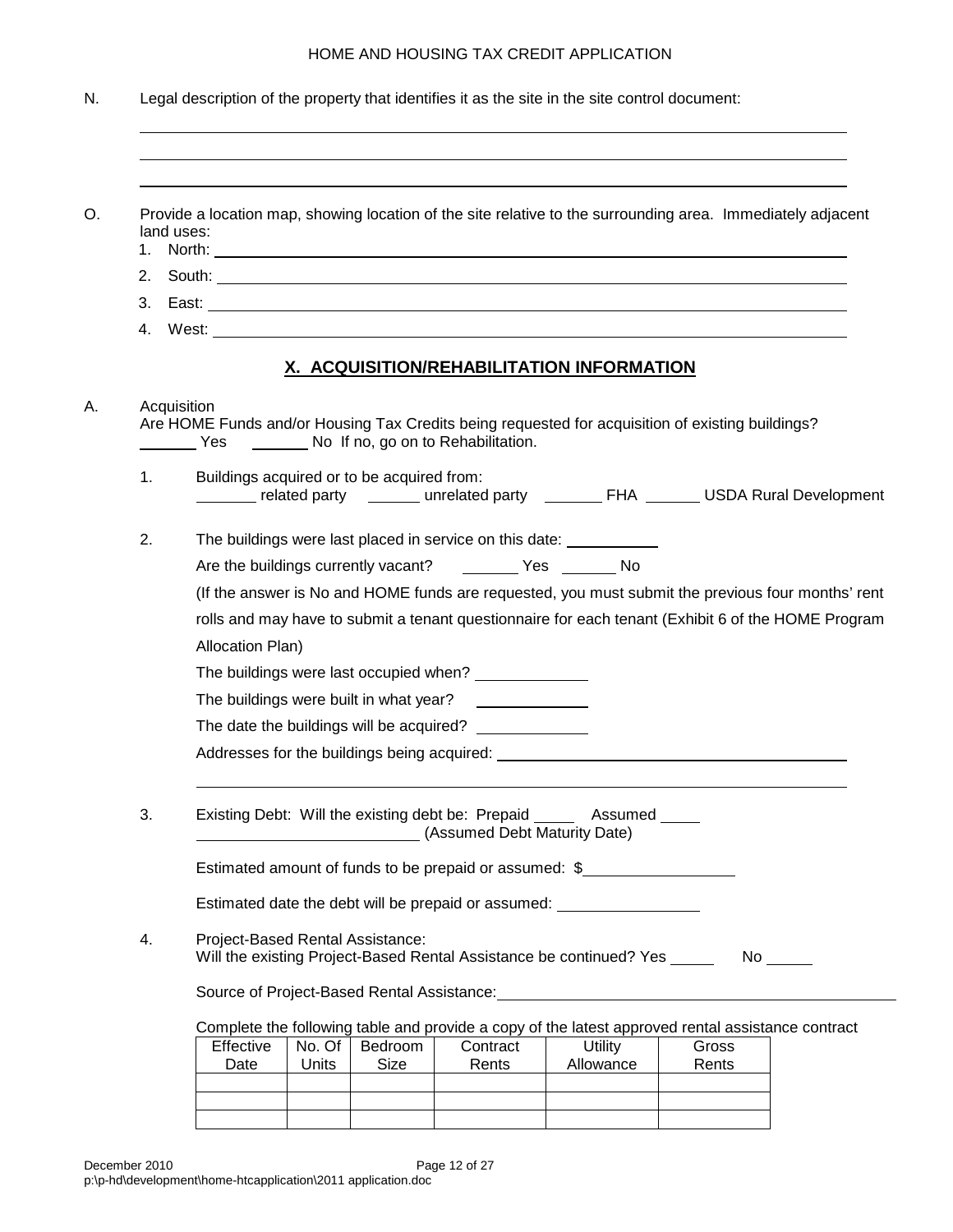N. Legal description of the property that identifies it as the site in the site control document:

\_\_\_\_\_\_\_\_\_\_\_\_\_\_\_\_\_\_\_\_\_\_\_\_\_\_\_\_\_\_\_\_\_\_\_\_\_\_\_\_\_\_\_\_\_\_\_\_\_\_\_\_\_\_\_\_\_\_\_\_\_\_\_\_\_\_\_\_\_\_\_\_

\_\_\_\_\_\_\_\_\_\_\_\_\_\_\_\_\_\_\_\_\_\_\_\_\_\_\_\_\_\_\_\_\_\_\_\_\_\_\_\_\_\_\_\_\_\_\_\_\_\_\_\_\_\_\_\_\_\_\_\_\_\_\_\_\_\_\_\_\_\_\_\_

\_\_\_\_\_\_\_\_\_\_\_\_\_\_\_\_\_\_\_\_\_\_\_\_\_\_\_\_\_\_\_\_\_\_\_\_\_\_\_\_\_\_\_\_\_\_\_\_\_\_\_\_\_\_\_\_\_\_\_\_\_\_\_\_\_\_\_\_\_\_\_\_

O. Provide a location map, showing location of the site relative to the surrounding area. Immediately adjacent land uses:

1. North: \_\_\_\_\_\_\_\_\_\_\_\_\_\_\_\_\_\_\_\_\_\_\_\_\_\_\_\_\_\_\_\_\_\_\_\_\_\_\_\_\_\_\_\_\_\_\_\_\_\_\_\_\_\_\_\_\_\_\_\_\_\_\_\_
2. South: \_\_\_\_\_\_\_\_\_\_\_\_\_\_\_\_\_\_\_\_\_\_\_\_\_\_\_\_\_\_\_\_\_\_\_\_\_\_\_\_\_\_\_\_\_\_\_\_\_\_\_\_\_\_\_\_\_\_\_\_\_\_\_\_
3. East: \_\_\_\_\_\_\_\_\_\_\_\_\_\_\_\_\_\_\_\_\_\_\_\_\_\_\_\_\_\_\_\_\_\_\_\_\_\_\_\_\_\_\_\_\_\_\_\_\_\_\_\_\_\_\_\_\_\_\_\_\_\_\_\_\_
4. West: \_\_\_\_\_\_\_\_\_\_\_\_\_\_\_\_\_\_\_\_\_\_\_\_\_\_\_\_\_\_\_\_\_\_\_\_\_\_\_\_\_\_\_\_\_\_\_\_\_\_\_\_\_\_\_\_\_\_\_\_\_\_\_\_\_

## X. ACQUISITION/REHABILITATION INFORMATION

A. Acquisition

Are HOME Funds and/or Housing Tax Credits being requested for acquisition of existing buildings?
\_\_\_\_\_\_\_ Yes \_\_\_\_\_\_\_ No If no, go on to Rehabilitation.

1. Buildings acquired or to be acquired from:
   \_\_\_\_\_\_\_ related party \_\_\_\_\_\_ unrelated party \_\_\_\_\_\_\_ FHA \_\_\_\_\_\_ USDA Rural Development

2. The buildings were last placed in service on this date: \_\_\_\_\_\_\_\_\_\_\_

   Are the buildings currently vacant? \_\_\_\_\_\_\_ Yes \_\_\_\_\_\_ No

   (If the answer is No and HOME funds are requested, you must submit the previous four months' rent rolls and may have to submit a tenant questionnaire for each tenant (Exhibit 6 of the HOME Program Allocation Plan)

   The buildings were last occupied when? \_\_\_\_\_\_\_\_\_\_\_\_\_

   The buildings were built in what year? \_\_\_\_\_\_\_\_\_\_\_\_\_

   The date the buildings will be acquired? \_\_\_\_\_\_\_\_\_\_\_\_\_

   Addresses for the buildings being acquired: \_\_\_\_\_\_\_\_\_\_\_\_\_\_\_\_\_\_\_\_\_\_\_\_\_\_\_\_\_\_\_\_\_\_\_\_\_\_\_\_\_

   \_\_\_\_\_\_\_\_\_\_\_\_\_\_\_\_\_\_\_\_\_\_\_\_\_\_\_\_\_\_\_\_\_\_\_\_\_\_\_\_\_\_\_\_\_\_\_\_\_\_\_\_\_\_\_\_\_\_\_\_\_\_\_\_\_\_\_\_\_\_\_\_

3. Existing Debt: Will the existing debt be: Prepaid \_\_\_\_\_ Assumed \_\_\_\_\_
   \_\_\_\_\_\_\_\_\_\_\_\_\_\_\_\_\_\_\_\_\_\_\_\_\_\_ (Assumed Debt Maturity Date)

   Estimated amount of funds to be prepaid or assumed: $\_\_\_\_\_\_\_\_\_\_\_\_\_\_\_\_\_\_

   Estimated date the debt will be prepaid or assumed: \_\_\_\_\_\_\_\_\_\_\_\_\_\_\_\_\_

4. Project-Based Rental Assistance:
   Will the existing Project-Based Rental Assistance be continued? Yes \_\_\_\_\_ No \_\_\_\_\_

   Source of Project-Based Rental Assistance: \_\_\_\_\_\_\_\_\_\_\_\_\_\_\_\_\_\_\_\_\_\_\_\_\_\_\_\_\_\_\_\_\_\_\_\_\_\_\_\_\_\_\_\_\_\_\_\_

   Complete the following table and provide a copy of the latest approved rental assistance contract

| Effective Date | No. Of Units | Bedroom Size | Contract Rents | Utility Allowance | Gross Rents |
|---|---|---|---|---|---|
| | | | | | |
| | | | | | |
| | | | | | |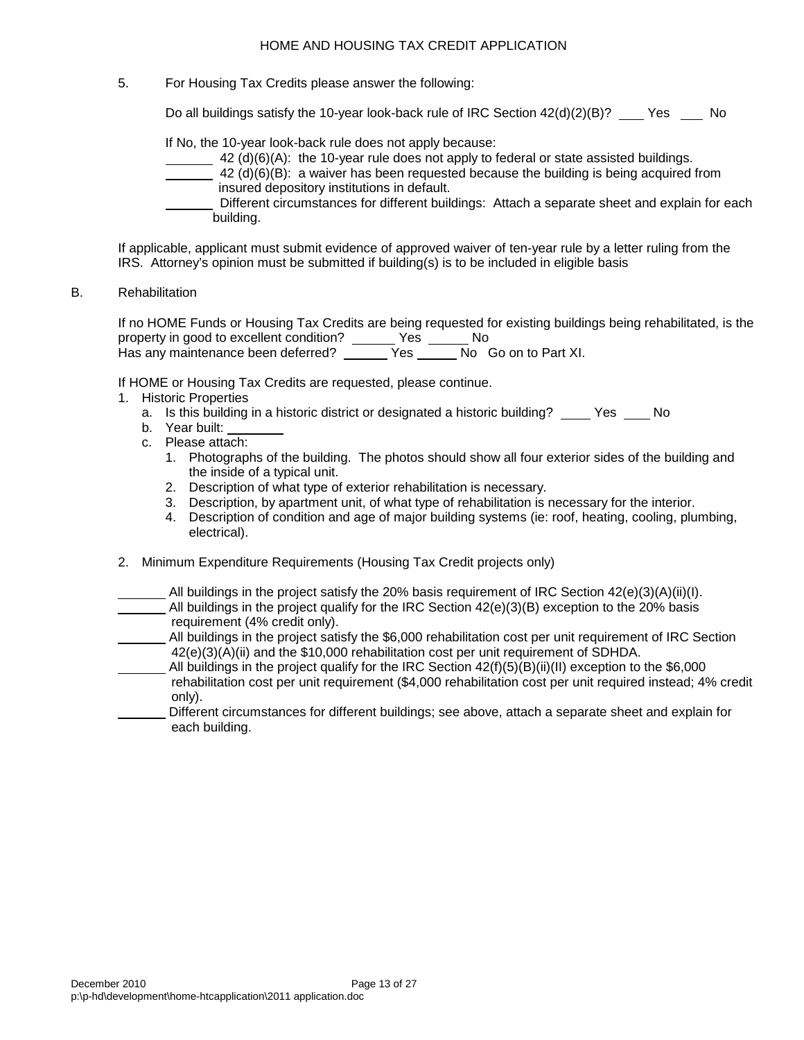5. For Housing Tax Credits please answer the following:

   Do all buildings satisfy the 10-year look-back rule of IRC Section 42(d)(2)(B)? ___ Yes ___ No

   If No, the 10-year look-back rule does not apply because:

   _______ 42 (d)(6)(A): the 10-year rule does not apply to federal or state assisted buildings.

   _______ 42 (d)(6)(B): a waiver has been requested because the building is being acquired from insured depository institutions in default.

   _______ Different circumstances for different buildings: Attach a separate sheet and explain for each building.

If applicable, applicant must submit evidence of approved waiver of ten-year rule by a letter ruling from the IRS. Attorney's opinion must be submitted if building(s) is to be included in eligible basis

B. Rehabilitation

If no HOME Funds or Housing Tax Credits are being requested for existing buildings being rehabilitated, is the property in good to excellent condition? ______ Yes ______ No
Has any maintenance been deferred? ______ Yes ______ No Go on to Part XI.

If HOME or Housing Tax Credits are requested, please continue.

1. Historic Properties
   a. Is this building in a historic district or designated a historic building? ____ Yes ____ No
   b. Year built: ________
   c. Please attach:
      1. Photographs of the building. The photos should show all four exterior sides of the building and the inside of a typical unit.
      2. Description of what type of exterior rehabilitation is necessary.
      3. Description, by apartment unit, of what type of rehabilitation is necessary for the interior.
      4. Description of condition and age of major building systems (ie: roof, heating, cooling, plumbing, electrical).

2. Minimum Expenditure Requirements (Housing Tax Credit projects only)

_______ All buildings in the project satisfy the 20% basis requirement of IRC Section 42(e)(3)(A)(ii)(I).

_______ All buildings in the project qualify for the IRC Section 42(e)(3)(B) exception to the 20% basis requirement (4% credit only).

_______ All buildings in the project satisfy the $6,000 rehabilitation cost per unit requirement of IRC Section 42(e)(3)(A)(ii) and the $10,000 rehabilitation cost per unit requirement of SDHDA.

_______ All buildings in the project qualify for the IRC Section 42(f)(5)(B)(ii)(II) exception to the $6,000 rehabilitation cost per unit requirement ($4,000 rehabilitation cost per unit required instead; 4% credit only).

_______ Different circumstances for different buildings; see above, attach a separate sheet and explain for each building.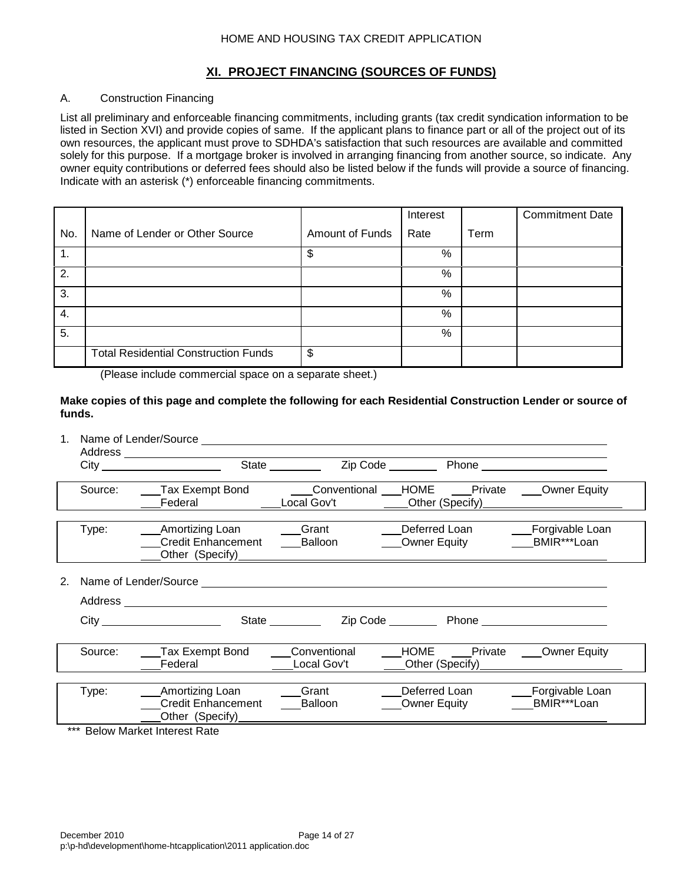## XI. PROJECT FINANCING (SOURCES OF FUNDS)

A. Construction Financing

List all preliminary and enforceable financing commitments, including grants (tax credit syndication information to be listed in Section XVI) and provide copies of same. If the applicant plans to finance part or all of the project out of its own resources, the applicant must prove to SDHDA's satisfaction that such resources are available and committed solely for this purpose. If a mortgage broker is involved in arranging financing from another source, so indicate. Any owner equity contributions or deferred fees should also be listed below if the funds will provide a source of financing. Indicate with an asterisk (*) enforceable financing commitments.

| No. | Name of Lender or Other Source | Amount of Funds | Interest Rate | Term | Commitment Date |
|---|---|---|---|---|---|
| 1. | | $ | % | | |
| 2. | | | % | | |
| 3. | | | % | | |
| 4. | | | % | | |
| 5. | | | % | | |
| | Total Residential Construction Funds | $ | | | |

(Please include commercial space on a separate sheet.)

**Make copies of this page and complete the following for each Residential Construction Lender or source of funds.**

1. Name of Lender/Source ____________________
   Address ____________________
   City ____________ State ________ Zip Code ________ Phone ____________

   Source: ___Tax Exempt Bond ___Conventional ___HOME ___Private ___Owner Equity
   ___Federal ___Local Gov't ___Other (Specify)____________

   Type: ___Amortizing Loan ___Grant ___Deferred Loan ___Forgivable Loan
   ___Credit Enhancement ___Balloon ___Owner Equity ___BMIR***Loan
   ___Other (Specify)____________

2. Name of Lender/Source ____________________
   Address ____________________
   City ____________ State ________ Zip Code ________ Phone ____________

   Source: ___Tax Exempt Bond ___Conventional ___HOME ___Private ___Owner Equity
   ___Federal ___Local Gov't ___Other (Specify)____________

   Type: ___Amortizing Loan ___Grant ___Deferred Loan ___Forgivable Loan
   ___Credit Enhancement ___Balloon ___Owner Equity ___BMIR***Loan
   ___Other (Specify)____________

*** Below Market Interest Rate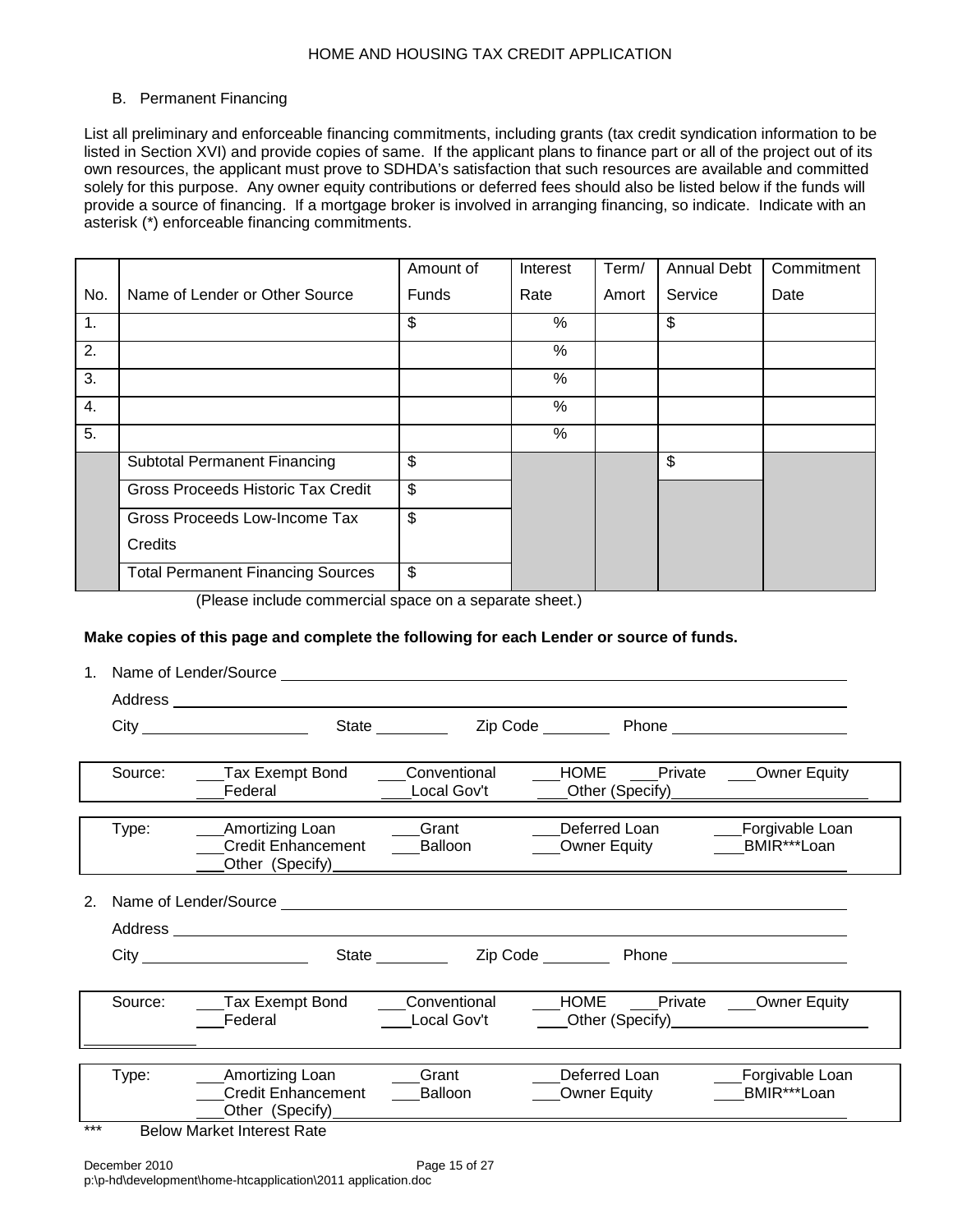B. Permanent Financing

List all preliminary and enforceable financing commitments, including grants (tax credit syndication information to be listed in Section XVI) and provide copies of same. If the applicant plans to finance part or all of the project out of its own resources, the applicant must prove to SDHDA's satisfaction that such resources are available and committed solely for this purpose. Any owner equity contributions or deferred fees should also be listed below if the funds will provide a source of financing. If a mortgage broker is involved in arranging financing, so indicate. Indicate with an asterisk (*) enforceable financing commitments.

| No. | Name of Lender or Other Source | Amount of Funds | Interest Rate | Term/ Amort | Annual Debt Service | Commitment Date |
|---|---|---|---|---|---|---|
| 1. | | $ | % | | $ | |
| 2. | | | % | | | |
| 3. | | | % | | | |
| 4. | | | % | | | |
| 5. | | | % | | | |
| | Subtotal Permanent Financing | $ | | | $ | |
| | Gross Proceeds Historic Tax Credit | $ | | | | |
| | Gross Proceeds Low-Income Tax Credits | $ | | | | |
| | Total Permanent Financing Sources | $ | | | | |

(Please include commercial space on a separate sheet.)

**Make copies of this page and complete the following for each Lender or source of funds.**

1. Name of Lender/Source ____________________

   Address ____________________

   City ____________ State ________ Zip Code ________ Phone ____________

| | | | | |
|---|---|---|---|---|
| Source: | ___Tax Exempt Bond | ___Conventional | ___HOME ___Private | ___Owner Equity |
| | ___Federal | ___Local Gov't | ___Other (Specify)____________ | |

| | | | | |
|---|---|---|---|---|
| Type: | ___Amortizing Loan | ___Grant | ___Deferred Loan | ___Forgivable Loan |
| | ___Credit Enhancement | ___Balloon | ___Owner Equity | ___BMIR***Loan |
| | ___Other (Specify)____________ | | | |

2. Name of Lender/Source ____________________

   Address ____________________

   City ____________ State ________ Zip Code ________ Phone ____________

| | | | | |
|---|---|---|---|---|
| Source: | ___Tax Exempt Bond | ___Conventional | ___HOME ___Private | ___Owner Equity |
| | ___Federal | ___Local Gov't | ___Other (Specify)____________ | |

| | | | | |
|---|---|---|---|---|
| Type: | ___Amortizing Loan | ___Grant | ___Deferred Loan | ___Forgivable Loan |
| | ___Credit Enhancement | ___Balloon | ___Owner Equity | ___BMIR***Loan |
| | ___Other (Specify)____________ | | | |

*** Below Market Interest Rate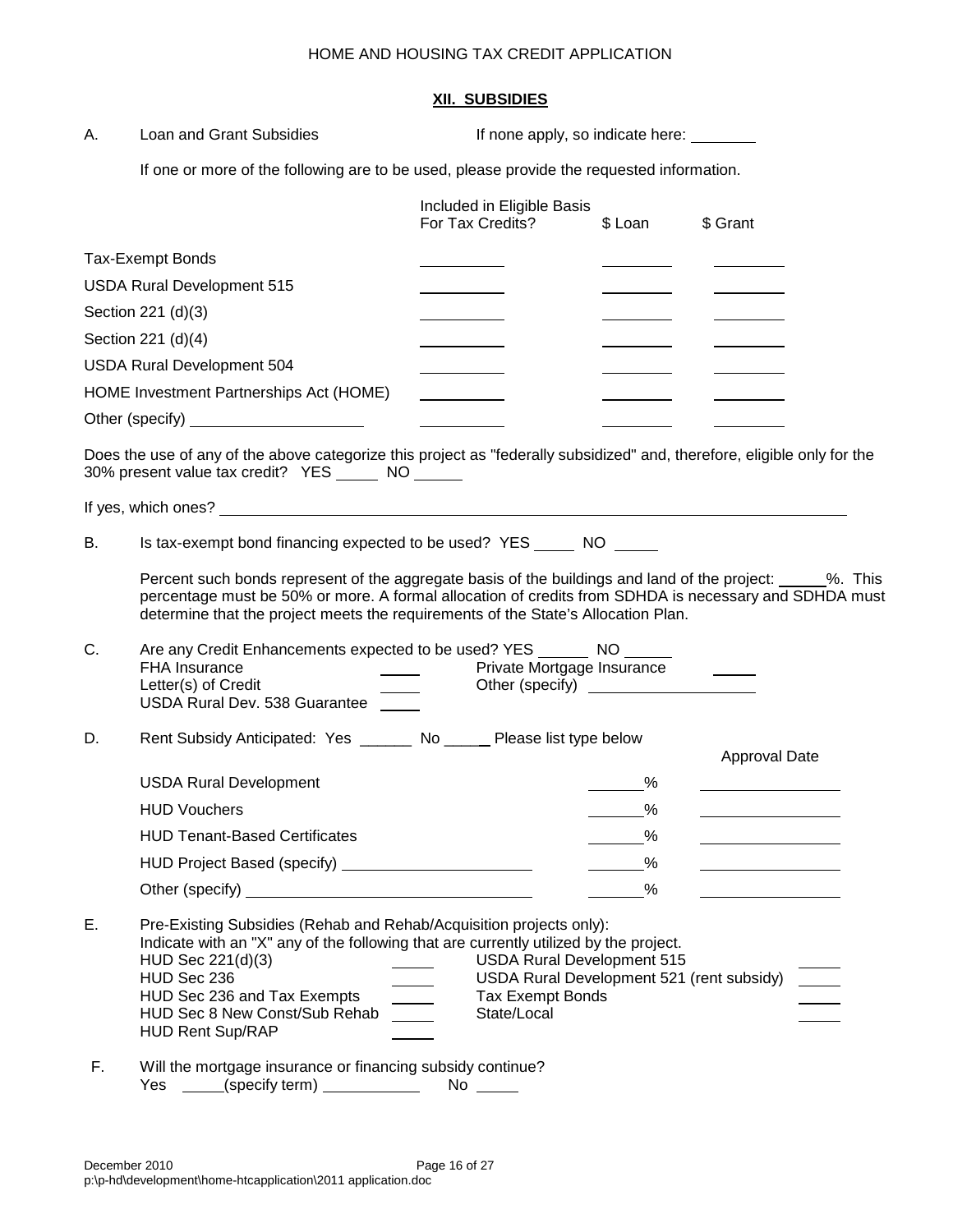## XII. SUBSIDIES

A. Loan and Grant Subsidies　　　　If none apply, so indicate here: ________

If one or more of the following are to be used, please provide the requested information.

| | Included in Eligible Basis For Tax Credits? | $ Loan | $ Grant |
|---|---|---|---|
| Tax-Exempt Bonds | ________ | ________ | ________ |
| USDA Rural Development 515 | ________ | ________ | ________ |
| Section 221 (d)(3) | ________ | ________ | ________ |
| Section 221 (d)(4) | ________ | ________ | ________ |
| USDA Rural Development 504 | ________ | ________ | ________ |
| HOME Investment Partnerships Act (HOME) | ________ | ________ | ________ |
| Other (specify) ________________ | ________ | ________ | ________ |

Does the use of any of the above categorize this project as "federally subsidized" and, therefore, eligible only for the 30% present value tax credit? YES _____ NO _____

If yes, which ones? ______________________________________________

B. Is tax-exempt bond financing expected to be used? YES _____ NO _____

Percent such bonds represent of the aggregate basis of the buildings and land of the project: _____%. This percentage must be 50% or more. A formal allocation of credits from SDHDA is necessary and SDHDA must determine that the project meets the requirements of the State's Allocation Plan.

C. Are any Credit Enhancements expected to be used? YES ______ NO _____

| | | | |
|---|---|---|---|
| FHA Insurance | _____ | Private Mortgage Insurance | _____ |
| Letter(s) of Credit | _____ | Other (specify) ________________ | |
| USDA Rural Dev. 538 Guarantee | _____ | | |

D. Rent Subsidy Anticipated: Yes ______ No _____ Please list type below

| | | Approval Date |
|---|---|---|
| USDA Rural Development | _____% | ____________ |
| HUD Vouchers | _____% | ____________ |
| HUD Tenant-Based Certificates | _____% | ____________ |
| HUD Project Based (specify) ________________ | _____% | ____________ |
| Other (specify) ________________ | _____% | ____________ |

E. Pre-Existing Subsidies (Rehab and Rehab/Acquisition projects only):
Indicate with an "X" any of the following that are currently utilized by the project.

| | | | |
|---|---|---|---|
| HUD Sec 221(d)(3) | _____ | USDA Rural Development 515 | _____ |
| HUD Sec 236 | _____ | USDA Rural Development 521 (rent subsidy) | _____ |
| HUD Sec 236 and Tax Exempts | _____ | Tax Exempt Bonds | _____ |
| HUD Sec 8 New Const/Sub Rehab | _____ | State/Local | _____ |
| HUD Rent Sup/RAP | _____ | | |

F. Will the mortgage insurance or financing subsidy continue?
Yes _____(specify term) ____________ No _____

December 2010
p:\p-hd\development\home-htcapplication\2011 application.doc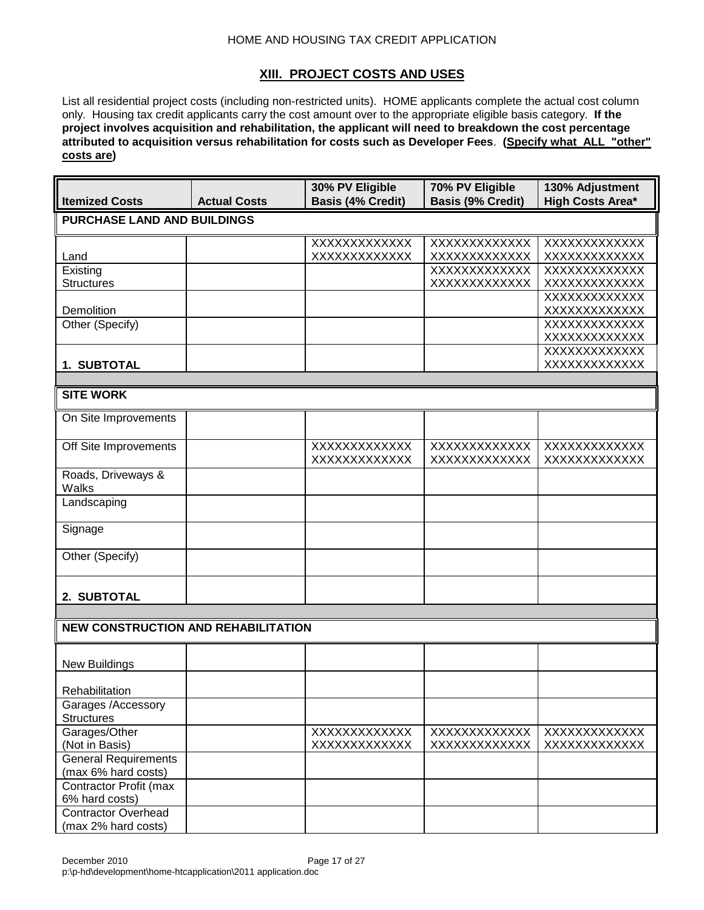## XIII. PROJECT COSTS AND USES

List all residential project costs (including non-restricted units). HOME applicants complete the actual cost column only. Housing tax credit applicants carry the cost amount over to the appropriate eligible basis category. **If the project involves acquisition and rehabilitation, the applicant will need to breakdown the cost percentage attributed to acquisition versus rehabilitation for costs such as Developer Fees**. **(Specify what ALL "other" costs are)**

| Itemized Costs | Actual Costs | 30% PV Eligible Basis (4% Credit) | 70% PV Eligible Basis (9% Credit) | 130% Adjustment High Costs Area* |
|---|---|---|---|---|
| **PURCHASE LAND AND BUILDINGS** | | | | |
| Land | | XXXXXXXXXXXXX XXXXXXXXXXXXX | XXXXXXXXXXXXX XXXXXXXXXXXXX | XXXXXXXXXXXXX XXXXXXXXXXXXX |
| Existing Structures | | | XXXXXXXXXXXXX XXXXXXXXXXXXX | XXXXXXXXXXXXX XXXXXXXXXXXXX |
| Demolition | | | | XXXXXXXXXXXXX XXXXXXXXXXXXX |
| Other (Specify) | | | | XXXXXXXXXXXXX XXXXXXXXXXXXX |
| **1. SUBTOTAL** | | | | XXXXXXXXXXXXX XXXXXXXXXXXXX |
| **SITE WORK** | | | | |
| On Site Improvements | | | | |
| Off Site Improvements | | XXXXXXXXXXXXX XXXXXXXXXXXXX | XXXXXXXXXXXXX XXXXXXXXXXXXX | XXXXXXXXXXXXX XXXXXXXXXXXXX |
| Roads, Driveways & Walks | | | | |
| Landscaping | | | | |
| Signage | | | | |
| Other (Specify) | | | | |
| **2. SUBTOTAL** | | | | |
| **NEW CONSTRUCTION AND REHABILITATION** | | | | |
| New Buildings | | | | |
| Rehabilitation | | | | |
| Garages /Accessory Structures | | | | |
| Garages/Other (Not in Basis) | | XXXXXXXXXXXXX XXXXXXXXXXXXX | XXXXXXXXXXXXX XXXXXXXXXXXXX | XXXXXXXXXXXXX XXXXXXXXXXXXX |
| General Requirements (max 6% hard costs) | | | | |
| Contractor Profit (max 6% hard costs) | | | | |
| Contractor Overhead (max 2% hard costs) | | | | |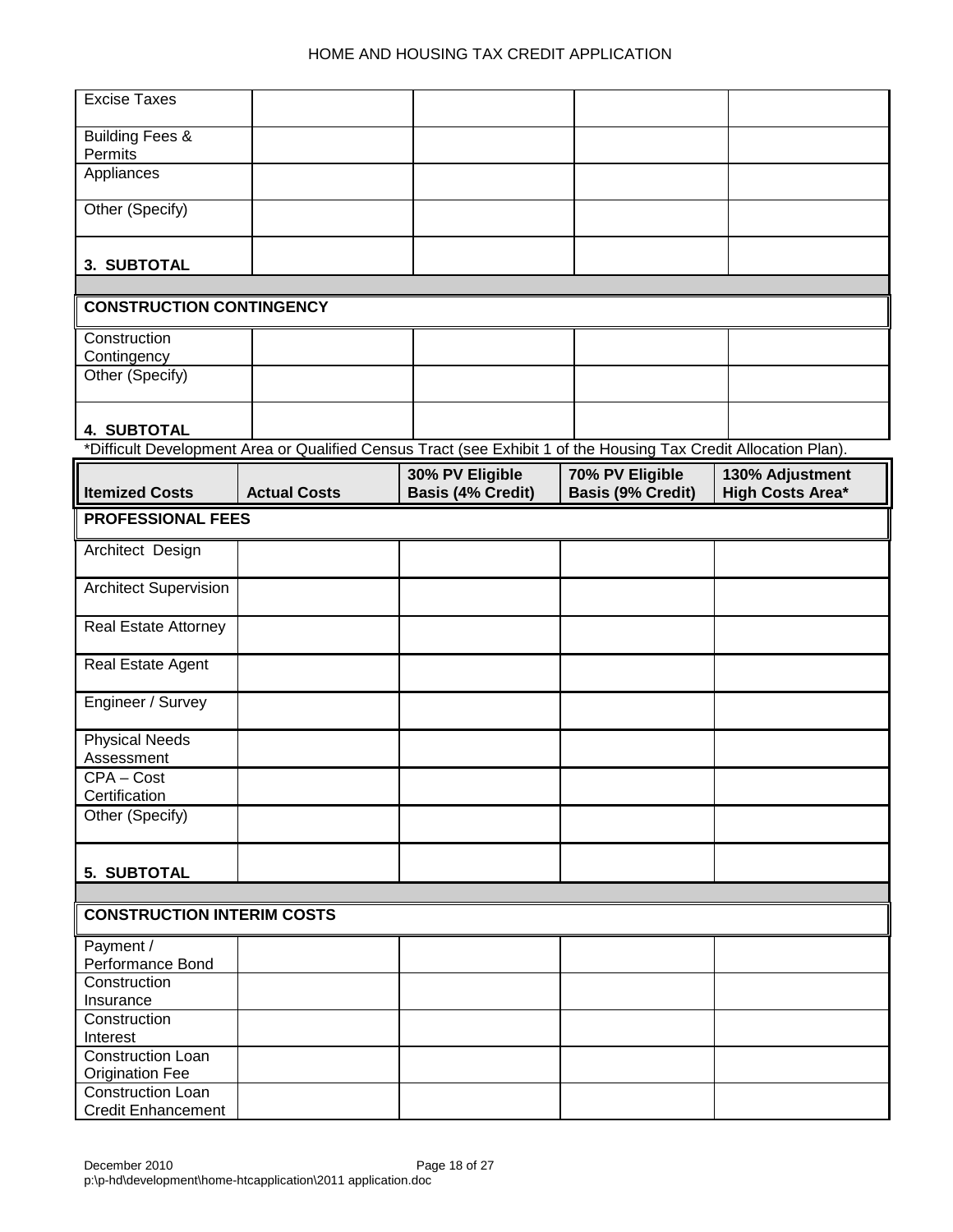| | | | | |
|---|---|---|---|---|
| Excise Taxes | | | | |
| Building Fees & Permits | | | | |
| Appliances | | | | |
| Other (Specify) | | | | |
| **3. SUBTOTAL** | | | | |
| | | | | |
| **CONSTRUCTION CONTINGENCY** | | | | |
| Construction Contingency | | | | |
| Other (Specify) | | | | |
| **4. SUBTOTAL** | | | | |

*Difficult Development Area or Qualified Census Tract (see Exhibit 1 of the Housing Tax Credit Allocation Plan).

| Itemized Costs | Actual Costs | 30% PV Eligible Basis (4% Credit) | 70% PV Eligible Basis (9% Credit) | 130% Adjustment High Costs Area* |
|---|---|---|---|---|
| **PROFESSIONAL FEES** | | | | |
| Architect Design | | | | |
| Architect Supervision | | | | |
| Real Estate Attorney | | | | |
| Real Estate Agent | | | | |
| Engineer / Survey | | | | |
| Physical Needs Assessment | | | | |
| CPA – Cost Certification | | | | |
| Other (Specify) | | | | |
| **5. SUBTOTAL** | | | | |
| | | | | |
| **CONSTRUCTION INTERIM COSTS** | | | | |
| Payment / Performance Bond | | | | |
| Construction Insurance | | | | |
| Construction Interest | | | | |
| Construction Loan Origination Fee | | | | |
| Construction Loan Credit Enhancement | | | | |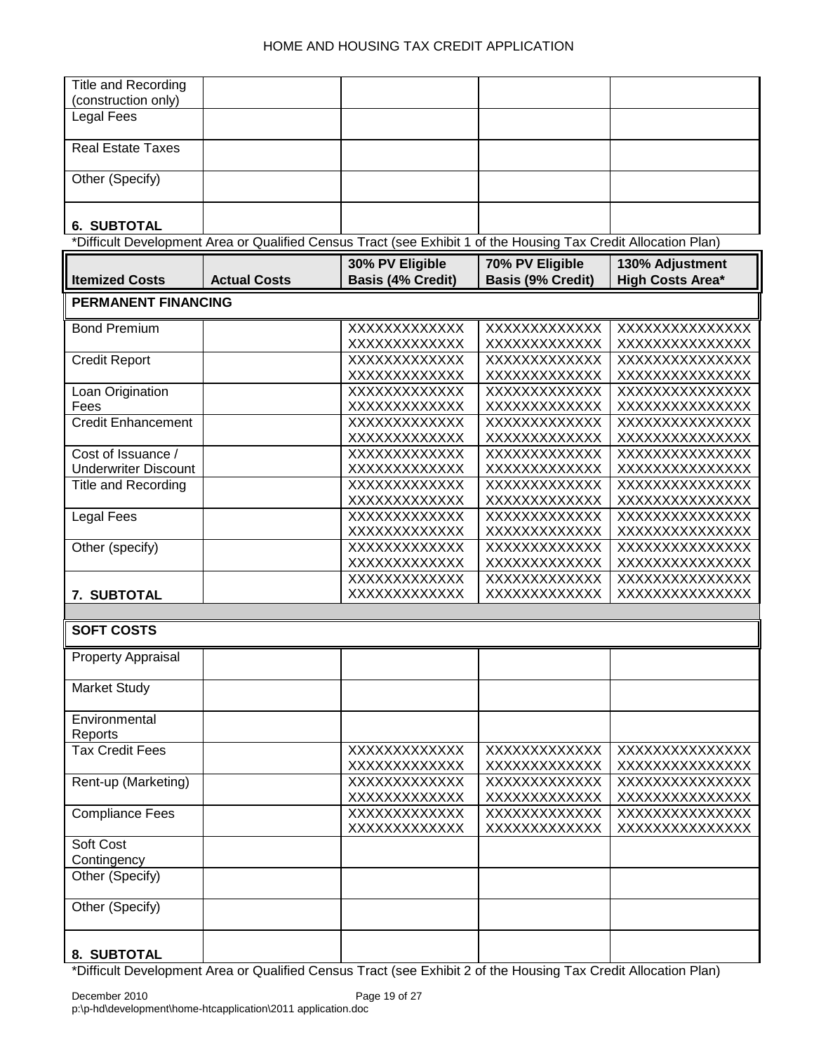| | | | | |
|---|---|---|---|---|
| Title and Recording (construction only) | | | | |
| Legal Fees | | | | |
| Real Estate Taxes | | | | |
| Other (Specify) | | | | |
| **6. SUBTOTAL** | | | | |

*Difficult Development Area or Qualified Census Tract (see Exhibit 1 of the Housing Tax Credit Allocation Plan)

| **Itemized Costs** | **Actual Costs** | **30% PV Eligible Basis (4% Credit)** | **70% PV Eligible Basis (9% Credit)** | **130% Adjustment High Costs Area*** |
|---|---|---|---|---|
| **PERMANENT FINANCING** | | | | |
| Bond Premium | | XXXXXXXXXXXXX XXXXXXXXXXXXX | XXXXXXXXXXXXX XXXXXXXXXXXXX | XXXXXXXXXXXXXX XXXXXXXXXXXXXX |
| Credit Report | | XXXXXXXXXXXXX XXXXXXXXXXXXX | XXXXXXXXXXXXX XXXXXXXXXXXXX | XXXXXXXXXXXXXX XXXXXXXXXXXXXX |
| Loan Origination Fees | | XXXXXXXXXXXXX XXXXXXXXXXXXX | XXXXXXXXXXXXX XXXXXXXXXXXXX | XXXXXXXXXXXXXX XXXXXXXXXXXXXX |
| Credit Enhancement | | XXXXXXXXXXXXX XXXXXXXXXXXXX | XXXXXXXXXXXXX XXXXXXXXXXXXX | XXXXXXXXXXXXXX XXXXXXXXXXXXXX |
| Cost of Issuance / Underwriter Discount | | XXXXXXXXXXXXX XXXXXXXXXXXXX | XXXXXXXXXXXXX XXXXXXXXXXXXX | XXXXXXXXXXXXXX XXXXXXXXXXXXXX |
| Title and Recording | | XXXXXXXXXXXXX XXXXXXXXXXXXX | XXXXXXXXXXXXX XXXXXXXXXXXXX | XXXXXXXXXXXXXX XXXXXXXXXXXXXX |
| Legal Fees | | XXXXXXXXXXXXX XXXXXXXXXXXXX | XXXXXXXXXXXXX XXXXXXXXXXXXX | XXXXXXXXXXXXXX XXXXXXXXXXXXXX |
| Other (specify) | | XXXXXXXXXXXXX XXXXXXXXXXXXX | XXXXXXXXXXXXX XXXXXXXXXXXXX | XXXXXXXXXXXXXX XXXXXXXXXXXXXX |
| **7. SUBTOTAL** | | XXXXXXXXXXXXX XXXXXXXXXXXXX | XXXXXXXXXXXXX XXXXXXXXXXXXX | XXXXXXXXXXXXXX XXXXXXXXXXXXXX |
| | | | | |
| **SOFT COSTS** | | | | |
| Property Appraisal | | | | |
| Market Study | | | | |
| Environmental Reports | | | | |
| Tax Credit Fees | | XXXXXXXXXXXXX XXXXXXXXXXXXX | XXXXXXXXXXXXX XXXXXXXXXXXXX | XXXXXXXXXXXXXX XXXXXXXXXXXXXX |
| Rent-up (Marketing) | | XXXXXXXXXXXXX XXXXXXXXXXXXX | XXXXXXXXXXXXX XXXXXXXXXXXXX | XXXXXXXXXXXXXX XXXXXXXXXXXXXX |
| Compliance Fees | | XXXXXXXXXXXXX XXXXXXXXXXXXX | XXXXXXXXXXXXX XXXXXXXXXXXXX | XXXXXXXXXXXXXX XXXXXXXXXXXXXX |
| Soft Cost Contingency | | | | |
| Other (Specify) | | | | |
| Other (Specify) | | | | |
| **8. SUBTOTAL** | | | | |

*Difficult Development Area or Qualified Census Tract (see Exhibit 2 of the Housing Tax Credit Allocation Plan)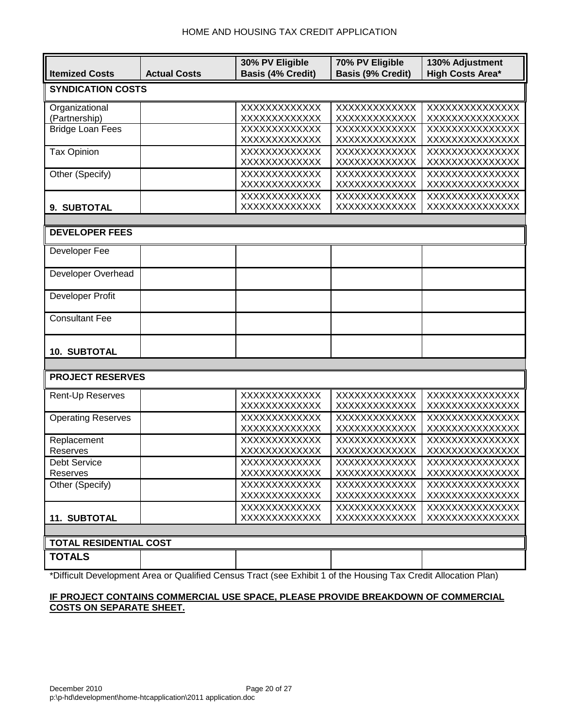| Itemized Costs | Actual Costs | 30% PV Eligible Basis (4% Credit) | 70% PV Eligible Basis (9% Credit) | 130% Adjustment High Costs Area* |
|---|---|---|---|---|
| **SYNDICATION COSTS** | | | | |
| Organizational (Partnership) | | XXXXXXXXXXXX XXXXXXXXXXXX | XXXXXXXXXXXX XXXXXXXXXXXX | XXXXXXXXXXXXXX XXXXXXXXXXXXXX |
| Bridge Loan Fees | | XXXXXXXXXXXX XXXXXXXXXXXX | XXXXXXXXXXXX XXXXXXXXXXXX | XXXXXXXXXXXXXX XXXXXXXXXXXXXX |
| Tax Opinion | | XXXXXXXXXXXX XXXXXXXXXXXX | XXXXXXXXXXXX XXXXXXXXXXXX | XXXXXXXXXXXXXX XXXXXXXXXXXXXX |
| Other (Specify) | | XXXXXXXXXXXX XXXXXXXXXXXX | XXXXXXXXXXXX XXXXXXXXXXXX | XXXXXXXXXXXXXX XXXXXXXXXXXXXX |
| **9. SUBTOTAL** | | XXXXXXXXXXXX XXXXXXXXXXXX | XXXXXXXXXXXX XXXXXXXXXXXX | XXXXXXXXXXXXXX XXXXXXXXXXXXXX |
| **DEVELOPER FEES** | | | | |
| Developer Fee | | | | |
| Developer Overhead | | | | |
| Developer Profit | | | | |
| Consultant Fee | | | | |
| **10. SUBTOTAL** | | | | |
| **PROJECT RESERVES** | | | | |
| Rent-Up Reserves | | XXXXXXXXXXXX XXXXXXXXXXXX | XXXXXXXXXXXX XXXXXXXXXXXX | XXXXXXXXXXXXXX XXXXXXXXXXXXXX |
| Operating Reserves | | XXXXXXXXXXXX XXXXXXXXXXXX | XXXXXXXXXXXX XXXXXXXXXXXX | XXXXXXXXXXXXXX XXXXXXXXXXXXXX |
| Replacement Reserves | | XXXXXXXXXXXX XXXXXXXXXXXX | XXXXXXXXXXXX XXXXXXXXXXXX | XXXXXXXXXXXXXX XXXXXXXXXXXXXX |
| Debt Service Reserves | | XXXXXXXXXXXX XXXXXXXXXXXX | XXXXXXXXXXXX XXXXXXXXXXXX | XXXXXXXXXXXXXX XXXXXXXXXXXXXX |
| Other (Specify) | | XXXXXXXXXXXX XXXXXXXXXXXX | XXXXXXXXXXXX XXXXXXXXXXXX | XXXXXXXXXXXXXX XXXXXXXXXXXXXX |
| **11. SUBTOTAL** | | XXXXXXXXXXXX XXXXXXXXXXXX | XXXXXXXXXXXX XXXXXXXXXXXX | XXXXXXXXXXXXXX XXXXXXXXXXXXXX |
| **TOTAL RESIDENTIAL COST** | | | | |
| **TOTALS** | | | | |

*Difficult Development Area or Qualified Census Tract (see Exhibit 1 of the Housing Tax Credit Allocation Plan)

**IF PROJECT CONTAINS COMMERCIAL USE SPACE, PLEASE PROVIDE BREAKDOWN OF COMMERCIAL COSTS ON SEPARATE SHEET.**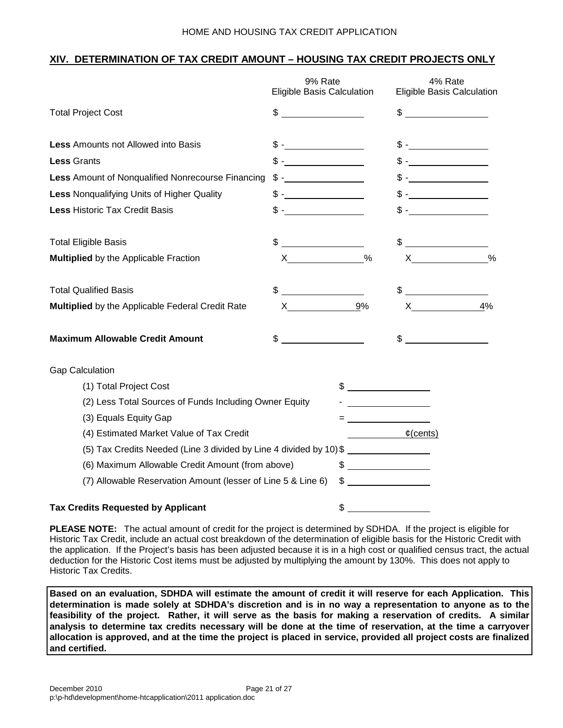## XIV. DETERMINATION OF TAX CREDIT AMOUNT – HOUSING TAX CREDIT PROJECTS ONLY

| | 9% Rate Eligible Basis Calculation | 4% Rate Eligible Basis Calculation |
|---|---|---|
| Total Project Cost | $ | $ |
| **Less** Amounts not Allowed into Basis | $ - | $ - |
| **Less** Grants | $ - | $ - |
| **Less** Amount of Nonqualified Nonrecourse Financing | $ - | $ - |
| **Less** Nonqualifying Units of Higher Quality | $ - | $ - |
| **Less** Historic Tax Credit Basis | $ - | $ - |
| Total Eligible Basis | $ | $ |
| **Multiplied** by the Applicable Fraction | X % | X % |
| Total Qualified Basis | $ | $ |
| **Multiplied** by the Applicable Federal Credit Rate | X 9% | X 4% |
| **Maximum Allowable Credit Amount** | $ | $ |

Gap Calculation

| | |
|---|---|
| (1) Total Project Cost | $ |
| (2) Less Total Sources of Funds Including Owner Equity | - |
| (3) Equals Equity Gap | = |
| (4) Estimated Market Value of Tax Credit | ¢(cents) |
| (5) Tax Credits Needed (Line 3 divided by Line 4 divided by 10) | $ |
| (6) Maximum Allowable Credit Amount (from above) | $ |
| (7) Allowable Reservation Amount (lesser of Line 5 & Line 6) | $ |

**Tax Credits Requested by Applicant** $

**PLEASE NOTE:** The actual amount of credit for the project is determined by SDHDA. If the project is eligible for Historic Tax Credit, include an actual cost breakdown of the determination of eligible basis for the Historic Credit with the application. If the Project's basis has been adjusted because it is in a high cost or qualified census tract, the actual deduction for the Historic Cost items must be adjusted by multiplying the amount by 130%. This does not apply to Historic Tax Credits.

**Based on an evaluation, SDHDA will estimate the amount of credit it will reserve for each Application. This determination is made solely at SDHDA's discretion and is in no way a representation to anyone as to the feasibility of the project. Rather, it will serve as the basis for making a reservation of credits. A similar analysis to determine tax credits necessary will be done at the time of reservation, at the time a carryover allocation is approved, and at the time the project is placed in service, provided all project costs are finalized and certified.**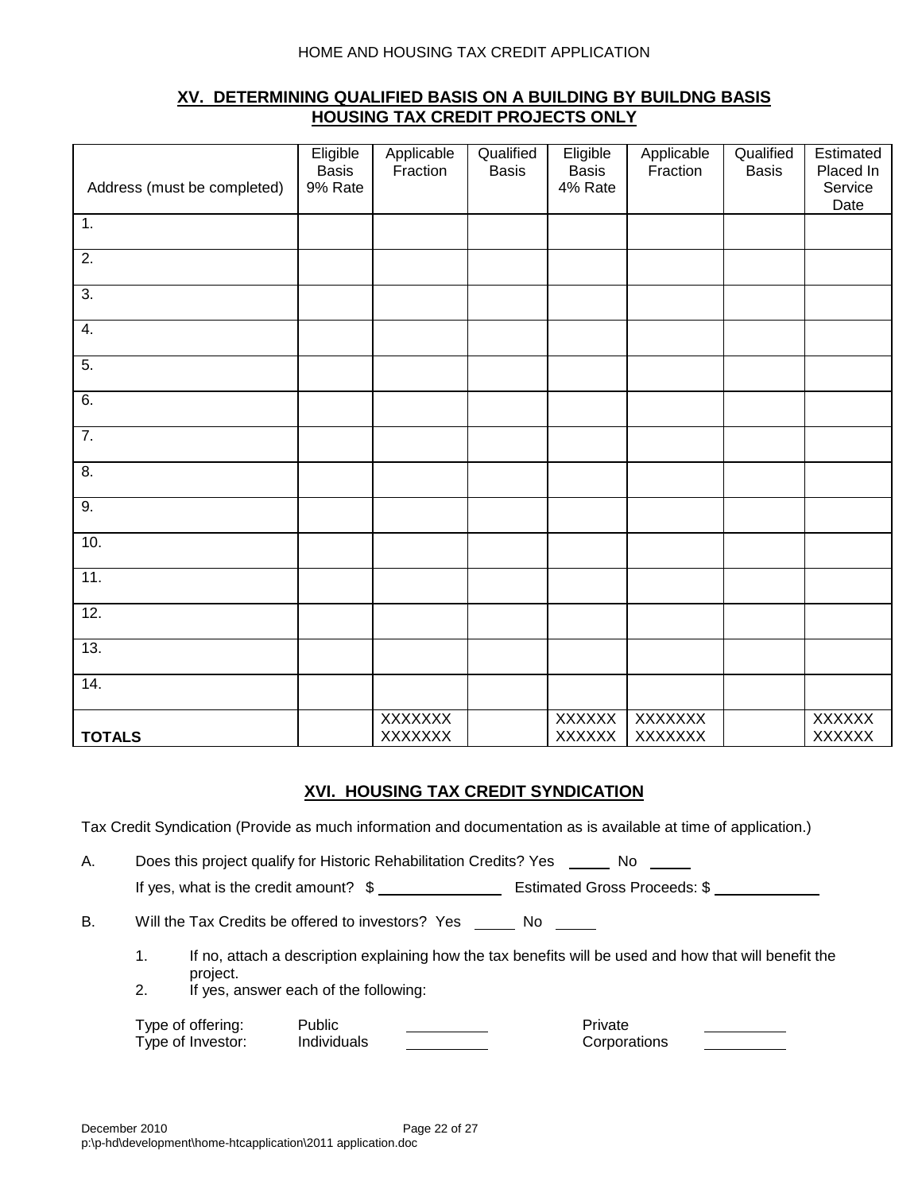## XV. DETERMINING QUALIFIED BASIS ON A BUILDING BY BUILDNG BASIS HOUSING TAX CREDIT PROJECTS ONLY

| Address (must be completed) | Eligible Basis 9% Rate | Applicable Fraction | Qualified Basis | Eligible Basis 4% Rate | Applicable Fraction | Qualified Basis | Estimated Placed In Service Date |
|---|---|---|---|---|---|---|---|
| 1. | | | | | | | |
| 2. | | | | | | | |
| 3. | | | | | | | |
| 4. | | | | | | | |
| 5. | | | | | | | |
| 6. | | | | | | | |
| 7. | | | | | | | |
| 8. | | | | | | | |
| 9. | | | | | | | |
| 10. | | | | | | | |
| 11. | | | | | | | |
| 12. | | | | | | | |
| 13. | | | | | | | |
| 14. | | | | | | | |
| **TOTALS** | | XXXXXXX XXXXXXX | | XXXXXX XXXXXX | XXXXXXX XXXXXXX | | XXXXXX XXXXXX |

## XVI. HOUSING TAX CREDIT SYNDICATION

Tax Credit Syndication (Provide as much information and documentation as is available at time of application.)

A. Does this project qualify for Historic Rehabilitation Credits? Yes _____ No _____

If yes, what is the credit amount? $ _______________ Estimated Gross Proceeds: $ _____________

B. Will the Tax Credits be offered to investors? Yes _____ No _____

1. If no, attach a description explaining how the tax benefits will be used and how that will benefit the project.
2. If yes, answer each of the following:

Type of offering: Public __________ Private __________

Type of Investor: Individuals __________ Corporations __________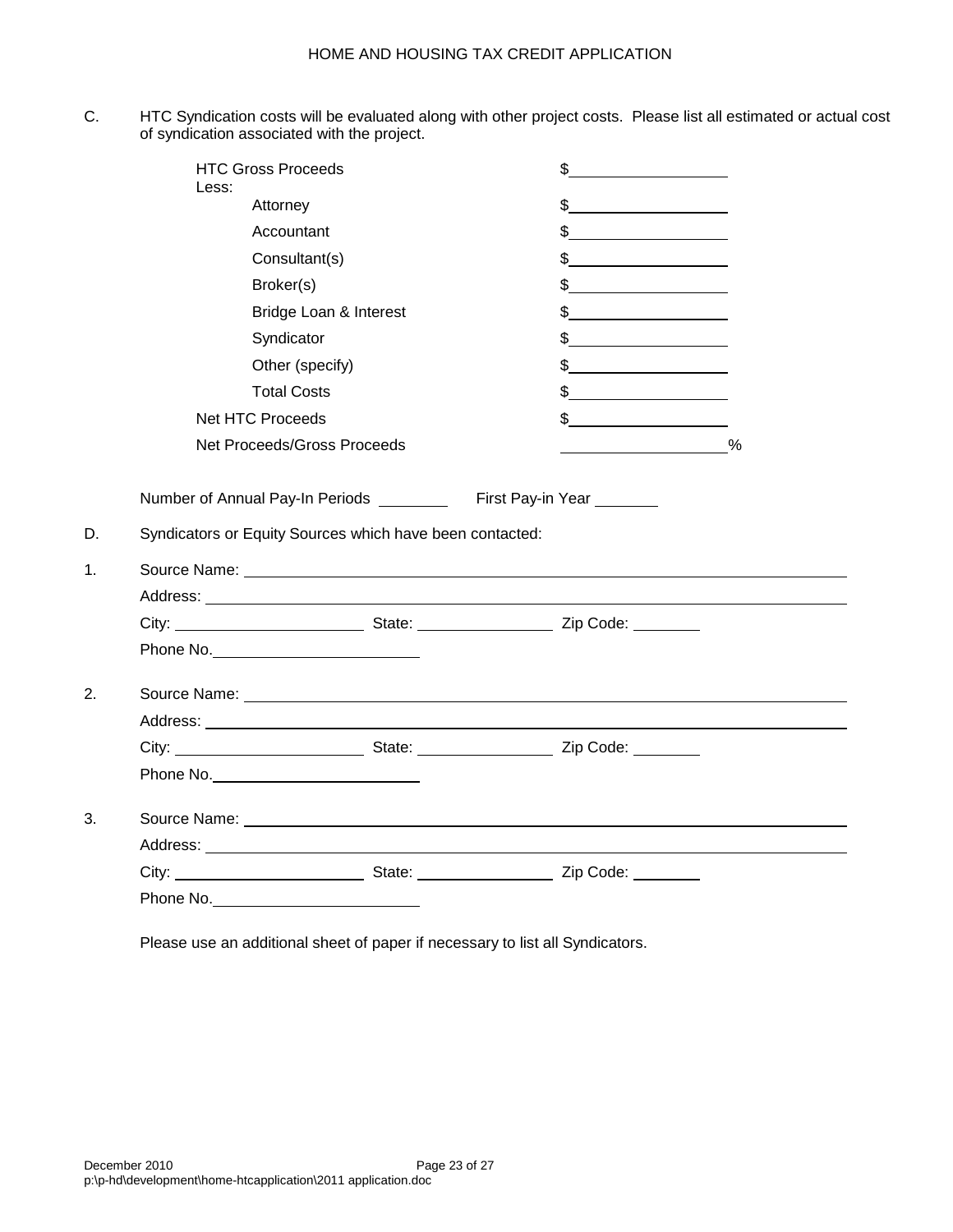C. HTC Syndication costs will be evaluated along with other project costs. Please list all estimated or actual cost of syndication associated with the project.

| | |
|---|---|
| HTC Gross Proceeds | $\_\_\_\_\_\_\_\_\_\_\_\_\_\_\_\_ |
| Less: | |
| Attorney | $\_\_\_\_\_\_\_\_\_\_\_\_\_\_\_\_ |
| Accountant | $\_\_\_\_\_\_\_\_\_\_\_\_\_\_\_\_ |
| Consultant(s) | $\_\_\_\_\_\_\_\_\_\_\_\_\_\_\_\_ |
| Broker(s) | $\_\_\_\_\_\_\_\_\_\_\_\_\_\_\_\_ |
| Bridge Loan & Interest | $\_\_\_\_\_\_\_\_\_\_\_\_\_\_\_\_ |
| Syndicator | $\_\_\_\_\_\_\_\_\_\_\_\_\_\_\_\_ |
| Other (specify) | $\_\_\_\_\_\_\_\_\_\_\_\_\_\_\_\_ |
| Total Costs | $\_\_\_\_\_\_\_\_\_\_\_\_\_\_\_\_ |
| Net HTC Proceeds | $\_\_\_\_\_\_\_\_\_\_\_\_\_\_\_\_ |
| Net Proceeds/Gross Proceeds | \_\_\_\_\_\_\_\_\_\_\_\_\_\_\_\_% |

Number of Annual Pay-In Periods \_\_\_\_\_\_\_\_ First Pay-in Year \_\_\_\_\_\_\_

D. Syndicators or Equity Sources which have been contacted:

1. Source Name: \_\_\_\_\_\_\_\_\_\_\_\_\_\_\_\_\_\_\_\_\_\_\_\_\_\_\_\_\_\_\_\_\_\_\_\_\_\_\_\_

   Address: \_\_\_\_\_\_\_\_\_\_\_\_\_\_\_\_\_\_\_\_\_\_\_\_\_\_\_\_\_\_\_\_\_\_\_\_\_\_\_\_

   City: \_\_\_\_\_\_\_\_\_\_\_\_\_\_\_\_\_\_ State: \_\_\_\_\_\_\_\_\_\_\_\_\_\_ Zip Code: \_\_\_\_\_\_\_

   Phone No.\_\_\_\_\_\_\_\_\_\_\_\_\_\_\_\_\_\_\_\_

2. Source Name: \_\_\_\_\_\_\_\_\_\_\_\_\_\_\_\_\_\_\_\_\_\_\_\_\_\_\_\_\_\_\_\_\_\_\_\_\_\_\_\_

   Address: \_\_\_\_\_\_\_\_\_\_\_\_\_\_\_\_\_\_\_\_\_\_\_\_\_\_\_\_\_\_\_\_\_\_\_\_\_\_\_\_

   City: \_\_\_\_\_\_\_\_\_\_\_\_\_\_\_\_\_\_ State: \_\_\_\_\_\_\_\_\_\_\_\_\_\_ Zip Code: \_\_\_\_\_\_\_

   Phone No.\_\_\_\_\_\_\_\_\_\_\_\_\_\_\_\_\_\_\_\_

3. Source Name: \_\_\_\_\_\_\_\_\_\_\_\_\_\_\_\_\_\_\_\_\_\_\_\_\_\_\_\_\_\_\_\_\_\_\_\_\_\_\_\_

   Address: \_\_\_\_\_\_\_\_\_\_\_\_\_\_\_\_\_\_\_\_\_\_\_\_\_\_\_\_\_\_\_\_\_\_\_\_\_\_\_\_

   City: \_\_\_\_\_\_\_\_\_\_\_\_\_\_\_\_\_\_ State: \_\_\_\_\_\_\_\_\_\_\_\_\_\_ Zip Code: \_\_\_\_\_\_\_

   Phone No.\_\_\_\_\_\_\_\_\_\_\_\_\_\_\_\_\_\_\_\_

Please use an additional sheet of paper if necessary to list all Syndicators.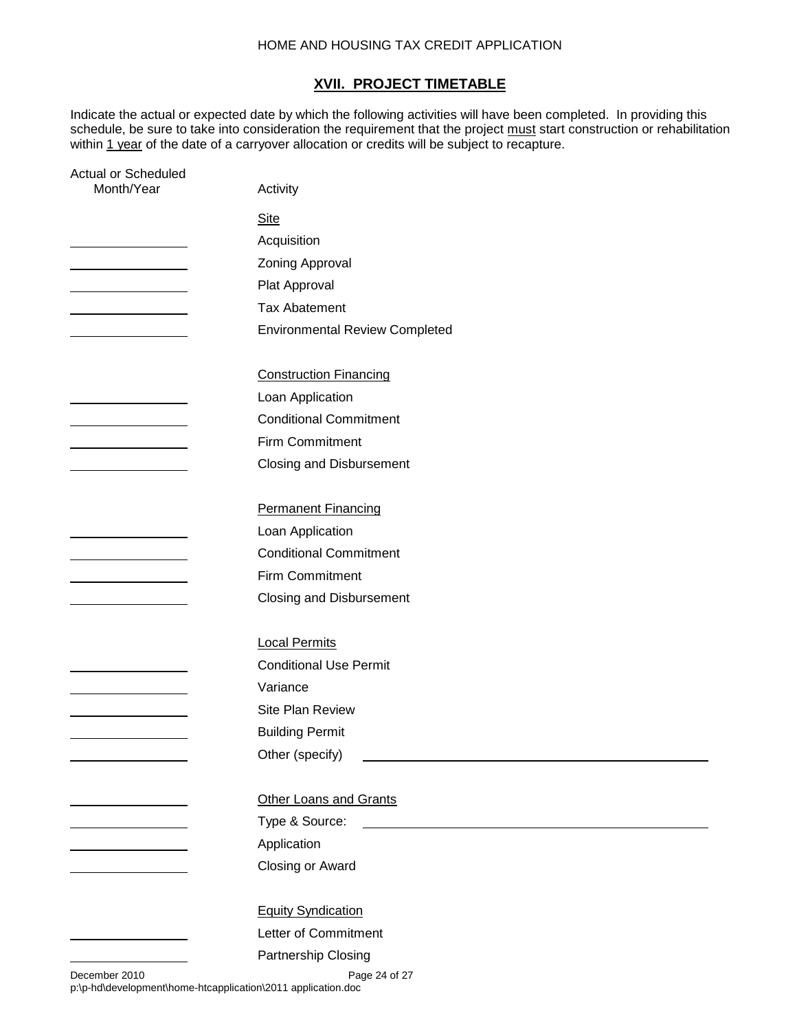## XVII. PROJECT TIMETABLE

Indicate the actual or expected date by which the following activities will have been completed. In providing this schedule, be sure to take into consideration the requirement that the project must start construction or rehabilitation within 1 year of the date of a carryover allocation or credits will be subject to recapture.

| Actual or Scheduled Month/Year | Activity |
|---|---|
| | **Site** |
| ______________ | Acquisition |
| ______________ | Zoning Approval |
| ______________ | Plat Approval |
| ______________ | Tax Abatement |
| ______________ | Environmental Review Completed |
| | **Construction Financing** |
| ______________ | Loan Application |
| ______________ | Conditional Commitment |
| ______________ | Firm Commitment |
| ______________ | Closing and Disbursement |
| | **Permanent Financing** |
| ______________ | Loan Application |
| ______________ | Conditional Commitment |
| ______________ | Firm Commitment |
| ______________ | Closing and Disbursement |
| | **Local Permits** |
| ______________ | Conditional Use Permit |
| ______________ | Variance |
| ______________ | Site Plan Review |
| ______________ | Building Permit |
| ______________ | Other (specify) ______________________________ |
| ______________ | **Other Loans and Grants** |
| ______________ | Type & Source: ______________________________ |
| ______________ | Application |
| ______________ | Closing or Award |
| | **Equity Syndication** |
| ______________ | Letter of Commitment |
| ______________ | Partnership Closing |

December 2010
p:\p-hd\development\home-htcapplication\2011 application.doc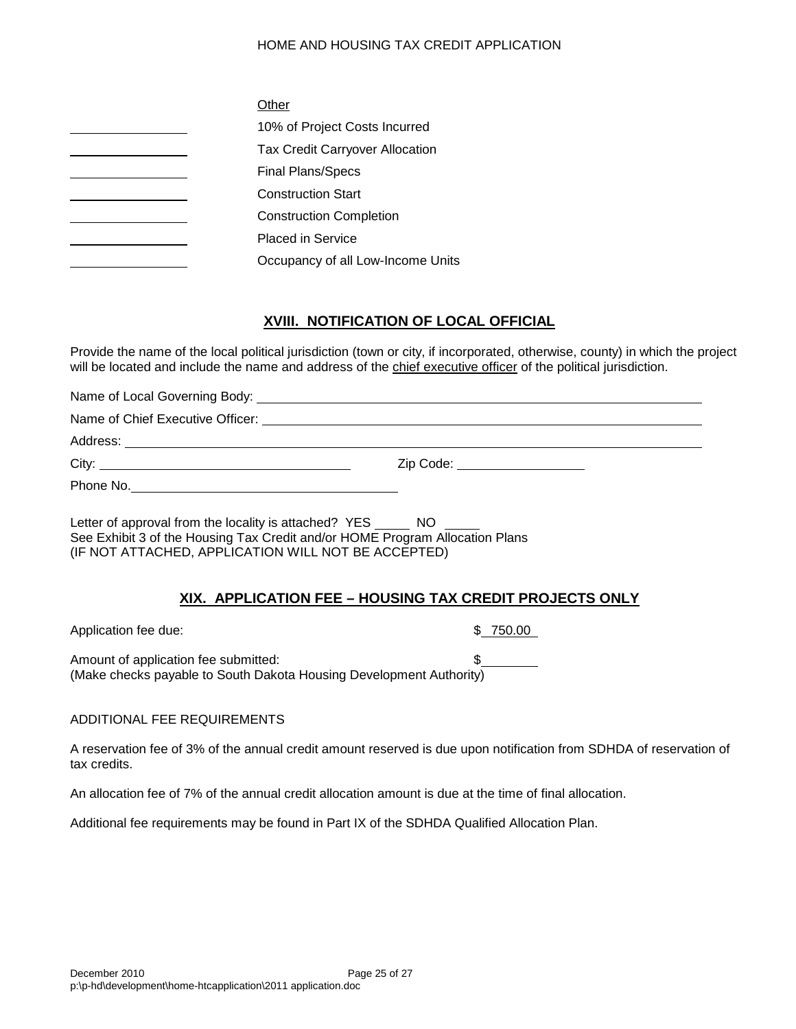Other

| | |
|---|---|
| ________ | 10% of Project Costs Incurred |
| ________ | Tax Credit Carryover Allocation |
| ________ | Final Plans/Specs |
| ________ | Construction Start |
| ________ | Construction Completion |
| ________ | Placed in Service |
| ________ | Occupancy of all Low-Income Units |

## XVIII. NOTIFICATION OF LOCAL OFFICIAL

Provide the name of the local political jurisdiction (town or city, if incorporated, otherwise, county) in which the project will be located and include the name and address of the chief executive officer of the political jurisdiction.

Name of Local Governing Body: ____________________

Name of Chief Executive Officer: ____________________

Address: ____________________

City: ____________________ Zip Code: ____________________

Phone No. ____________________

Letter of approval from the locality is attached? YES _____ NO _____
See Exhibit 3 of the Housing Tax Credit and/or HOME Program Allocation Plans
(IF NOT ATTACHED, APPLICATION WILL NOT BE ACCEPTED)

## XIX. APPLICATION FEE – HOUSING TAX CREDIT PROJECTS ONLY

Application fee due: $ 750.00

Amount of application fee submitted: $________
(Make checks payable to South Dakota Housing Development Authority)

ADDITIONAL FEE REQUIREMENTS

A reservation fee of 3% of the annual credit amount reserved is due upon notification from SDHDA of reservation of tax credits.

An allocation fee of 7% of the annual credit allocation amount is due at the time of final allocation.

Additional fee requirements may be found in Part IX of the SDHDA Qualified Allocation Plan.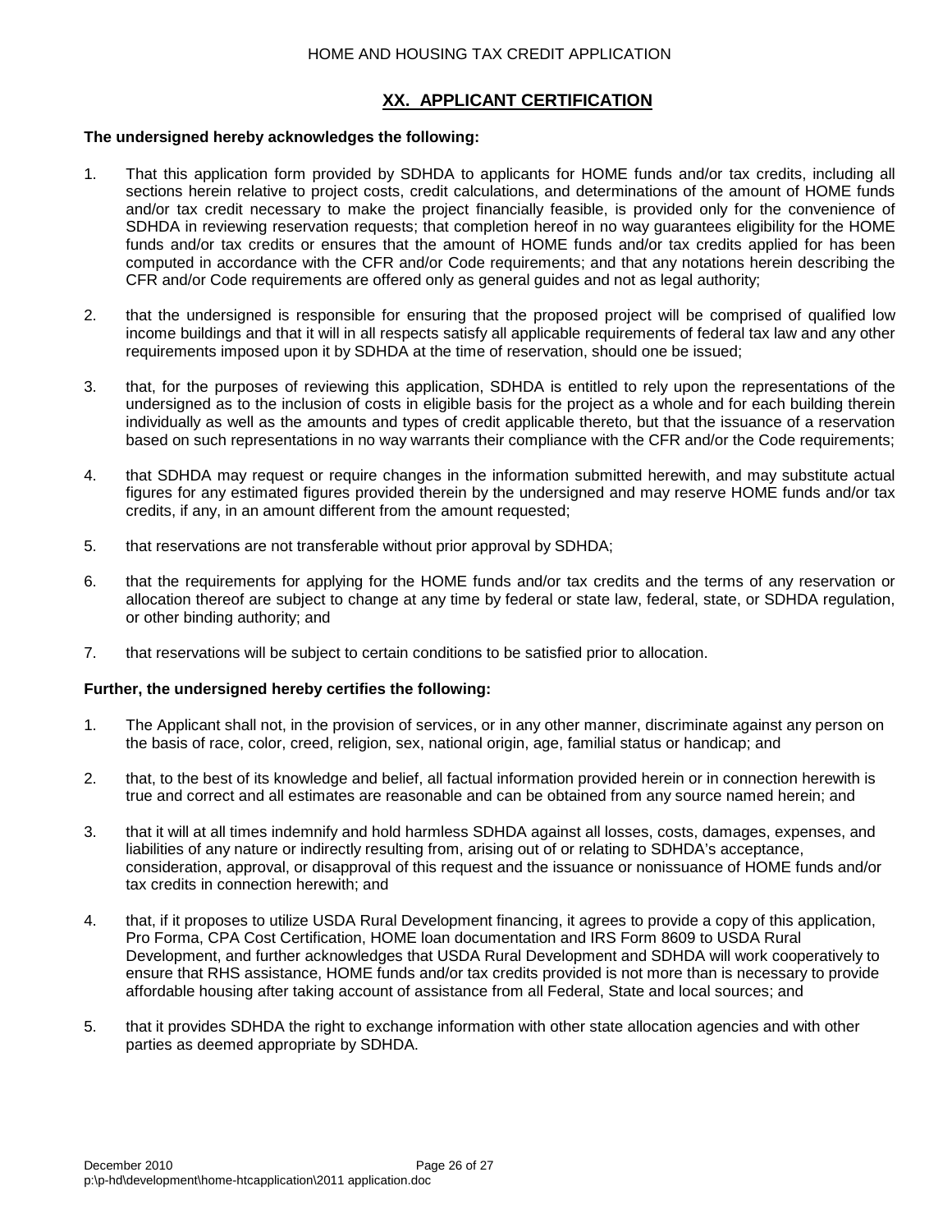## XX. APPLICANT CERTIFICATION

**The undersigned hereby acknowledges the following:**

1. That this application form provided by SDHDA to applicants for HOME funds and/or tax credits, including all sections herein relative to project costs, credit calculations, and determinations of the amount of HOME funds and/or tax credit necessary to make the project financially feasible, is provided only for the convenience of SDHDA in reviewing reservation requests; that completion hereof in no way guarantees eligibility for the HOME funds and/or tax credits or ensures that the amount of HOME funds and/or tax credits applied for has been computed in accordance with the CFR and/or Code requirements; and that any notations herein describing the CFR and/or Code requirements are offered only as general guides and not as legal authority;

2. that the undersigned is responsible for ensuring that the proposed project will be comprised of qualified low income buildings and that it will in all respects satisfy all applicable requirements of federal tax law and any other requirements imposed upon it by SDHDA at the time of reservation, should one be issued;

3. that, for the purposes of reviewing this application, SDHDA is entitled to rely upon the representations of the undersigned as to the inclusion of costs in eligible basis for the project as a whole and for each building therein individually as well as the amounts and types of credit applicable thereto, but that the issuance of a reservation based on such representations in no way warrants their compliance with the CFR and/or the Code requirements;

4. that SDHDA may request or require changes in the information submitted herewith, and may substitute actual figures for any estimated figures provided therein by the undersigned and may reserve HOME funds and/or tax credits, if any, in an amount different from the amount requested;

5. that reservations are not transferable without prior approval by SDHDA;

6. that the requirements for applying for the HOME funds and/or tax credits and the terms of any reservation or allocation thereof are subject to change at any time by federal or state law, federal, state, or SDHDA regulation, or other binding authority; and

7. that reservations will be subject to certain conditions to be satisfied prior to allocation.

**Further, the undersigned hereby certifies the following:**

1. The Applicant shall not, in the provision of services, or in any other manner, discriminate against any person on the basis of race, color, creed, religion, sex, national origin, age, familial status or handicap; and

2. that, to the best of its knowledge and belief, all factual information provided herein or in connection herewith is true and correct and all estimates are reasonable and can be obtained from any source named herein; and

3. that it will at all times indemnify and hold harmless SDHDA against all losses, costs, damages, expenses, and liabilities of any nature or indirectly resulting from, arising out of or relating to SDHDA's acceptance, consideration, approval, or disapproval of this request and the issuance or nonissuance of HOME funds and/or tax credits in connection herewith; and

4. that, if it proposes to utilize USDA Rural Development financing, it agrees to provide a copy of this application, Pro Forma, CPA Cost Certification, HOME loan documentation and IRS Form 8609 to USDA Rural Development, and further acknowledges that USDA Rural Development and SDHDA will work cooperatively to ensure that RHS assistance, HOME funds and/or tax credits provided is not more than is necessary to provide affordable housing after taking account of assistance from all Federal, State and local sources; and

5. that it provides SDHDA the right to exchange information with other state allocation agencies and with other parties as deemed appropriate by SDHDA.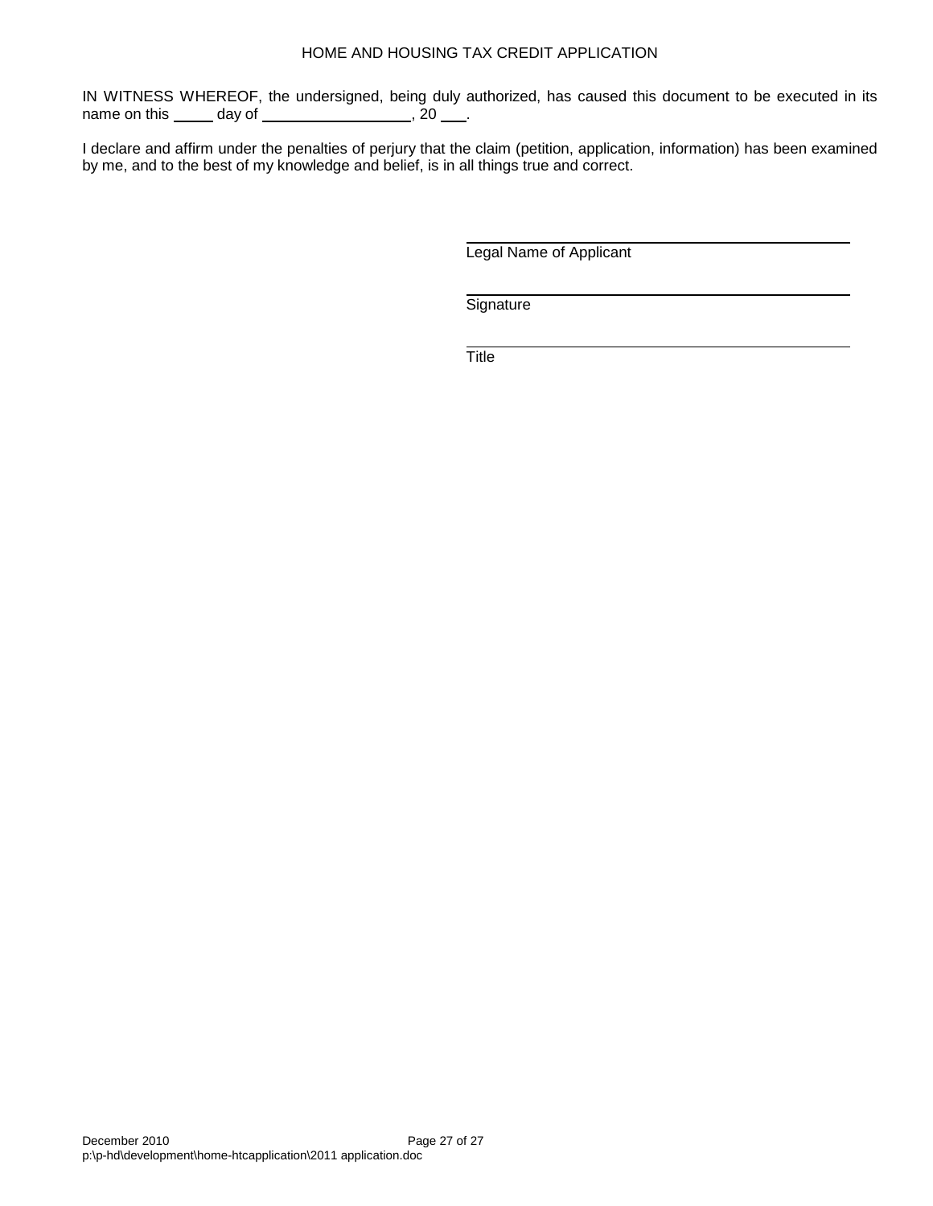IN WITNESS WHEREOF, the undersigned, being duly authorized, has caused this document to be executed in its name on this _____ day of __________________, 20 ___.

I declare and affirm under the penalties of perjury that the claim (petition, application, information) has been examined by me, and to the best of my knowledge and belief, is in all things true and correct.

_____________________________________________
Legal Name of Applicant

_____________________________________________
Signature

_____________________________________________
Title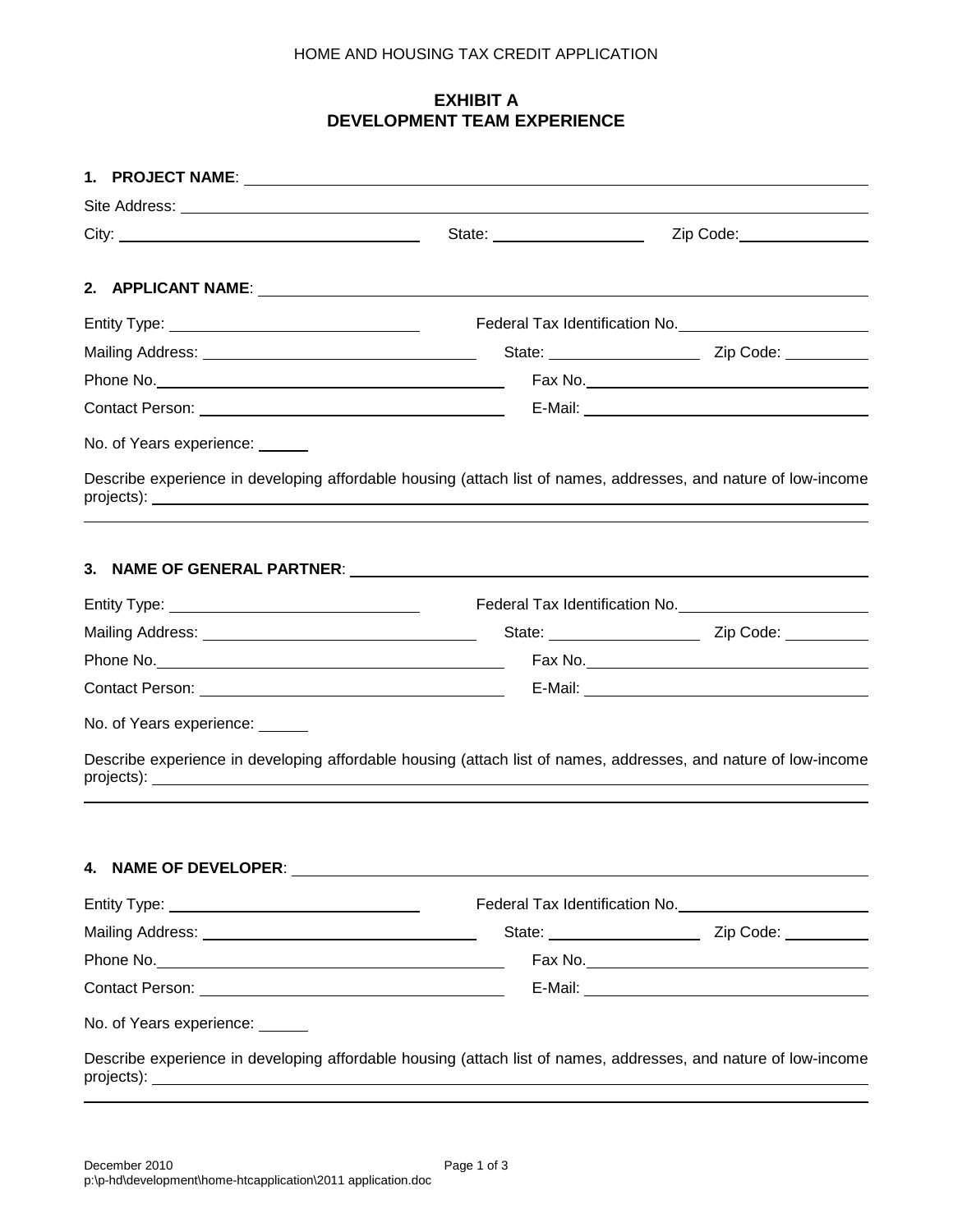HOME AND HOUSING TAX CREDIT APPLICATION

## EXHIBIT A
## DEVELOPMENT TEAM EXPERIENCE

**1. PROJECT NAME**: ______________________________

Site Address: ______________________________

City: ____________________ State: ____________ Zip Code: ____________

**2. APPLICANT NAME**: ______________________________

Entity Type: ____________________ Federal Tax Identification No. ____________

Mailing Address: ____________________ State: ____________ Zip Code: ____________

Phone No. ____________________ Fax No. ____________________

Contact Person: ____________________ E-Mail: ____________________

No. of Years experience: ______

Describe experience in developing affordable housing (attach list of names, addresses, and nature of low-income projects): ______________________________

**3. NAME OF GENERAL PARTNER**: ______________________________

Entity Type: ____________________ Federal Tax Identification No. ____________

Mailing Address: ____________________ State: ____________ Zip Code: ____________

Phone No. ____________________ Fax No. ____________________

Contact Person: ____________________ E-Mail: ____________________

No. of Years experience: ______

Describe experience in developing affordable housing (attach list of names, addresses, and nature of low-income projects): ______________________________

**4. NAME OF DEVELOPER**: ______________________________

Entity Type: ____________________ Federal Tax Identification No. ____________

Mailing Address: ____________________ State: ____________ Zip Code: ____________

Phone No. ____________________ Fax No. ____________________

Contact Person: ____________________ E-Mail: ____________________

No. of Years experience: ______

Describe experience in developing affordable housing (attach list of names, addresses, and nature of low-income projects): ______________________________

December 2010
p:\p-hd\development\home-htcapplication\2011 application.doc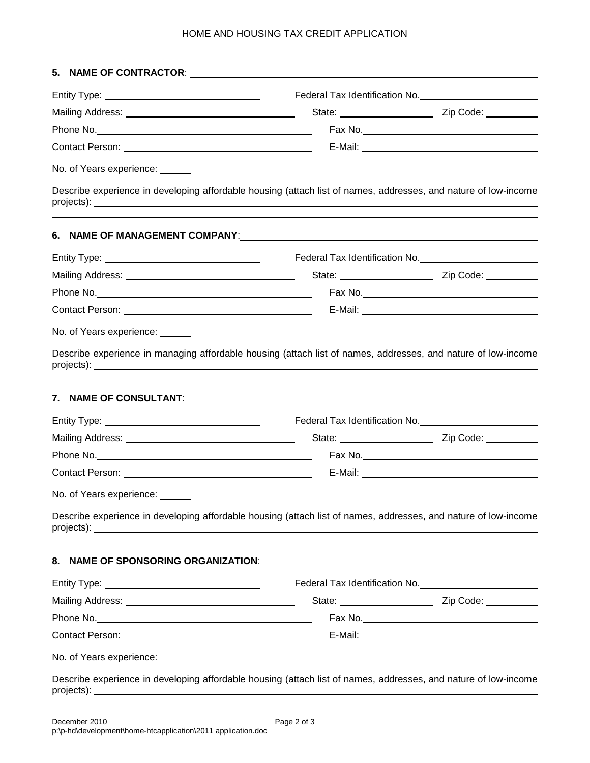**5. NAME OF CONTRACTOR**: ____________________

Entity Type: ____________________ Federal Tax Identification No. ____________________

Mailing Address: ____________________ State: ____________ Zip Code: __________

Phone No. ____________________ Fax No. ____________________

Contact Person: ____________________ E-Mail: ____________________

No. of Years experience: ______

Describe experience in developing affordable housing (attach list of names, addresses, and nature of low-income projects): ____________________

**6. NAME OF MANAGEMENT COMPANY**: ____________________

Entity Type: ____________________ Federal Tax Identification No. ____________________

Mailing Address: ____________________ State: ____________ Zip Code: __________

Phone No. ____________________ Fax No. ____________________

Contact Person: ____________________ E-Mail: ____________________

No. of Years experience: ______

Describe experience in managing affordable housing (attach list of names, addresses, and nature of low-income projects): ____________________

**7. NAME OF CONSULTANT**: ____________________

Entity Type: ____________________ Federal Tax Identification No. ____________________

Mailing Address: ____________________ State: ____________ Zip Code: __________

Phone No. ____________________ Fax No. ____________________

Contact Person: ____________________ E-Mail: ____________________

No. of Years experience: ______

Describe experience in developing affordable housing (attach list of names, addresses, and nature of low-income projects): ____________________

**8. NAME OF SPONSORING ORGANIZATION**: ____________________

Entity Type: ____________________ Federal Tax Identification No. ____________________

Mailing Address: ____________________ State: ____________ Zip Code: __________

Phone No. ____________________ Fax No. ____________________

Contact Person: ____________________ E-Mail: ____________________

No. of Years experience: ____________________

Describe experience in developing affordable housing (attach list of names, addresses, and nature of low-income projects): ____________________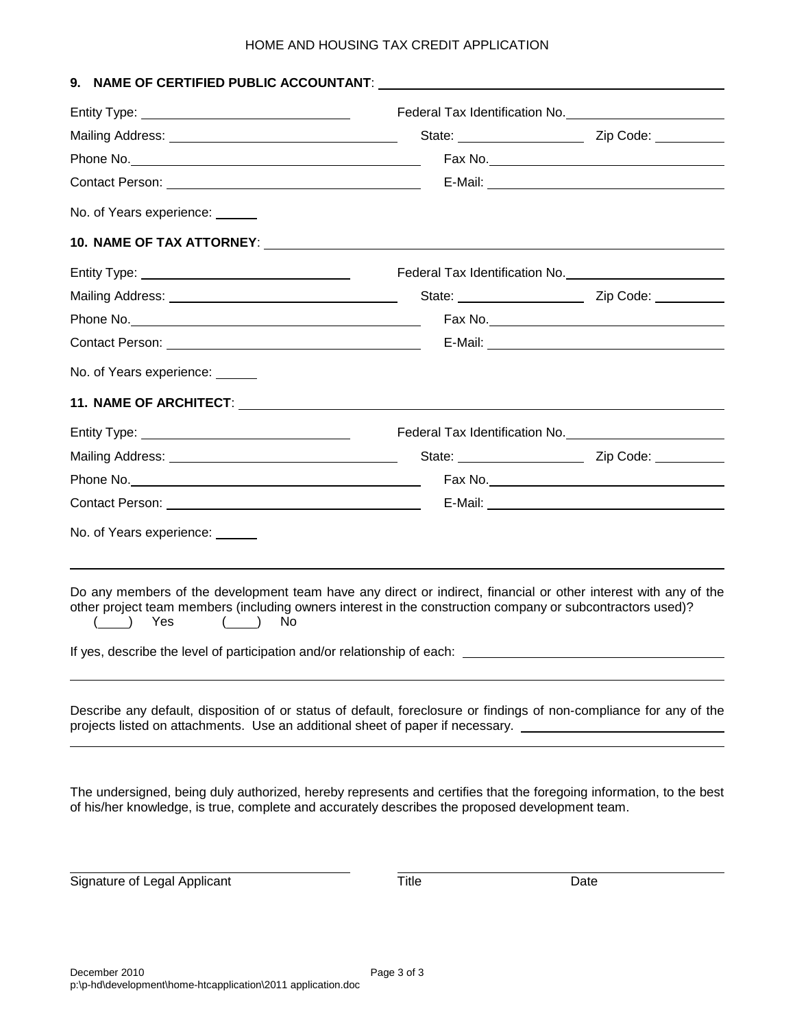**9. NAME OF CERTIFIED PUBLIC ACCOUNTANT**: ______________________________

Entity Type: ______________________ Federal Tax Identification No. ______________________

Mailing Address: ______________________ State: ______________ Zip Code: __________

Phone No. ______________________ Fax No. ______________________

Contact Person: ______________________ E-Mail: ______________________

No. of Years experience: ______

**10. NAME OF TAX ATTORNEY**: ______________________________

Entity Type: ______________________ Federal Tax Identification No. ______________________

Mailing Address: ______________________ State: ______________ Zip Code: __________

Phone No. ______________________ Fax No. ______________________

Contact Person: ______________________ E-Mail: ______________________

No. of Years experience: ______

**11. NAME OF ARCHITECT**: ______________________________

Entity Type: ______________________ Federal Tax Identification No. ______________________

Mailing Address: ______________________ State: ______________ Zip Code: __________

Phone No. ______________________ Fax No. ______________________

Contact Person: ______________________ E-Mail: ______________________

No. of Years experience: ______

---

Do any members of the development team have any direct or indirect, financial or other interest with any of the other project team members (including owners interest in the construction company or subcontractors used)?
(____) Yes (____) No

If yes, describe the level of participation and/or relationship of each: ______________________________

______________________________________________________________________

Describe any default, disposition of or status of default, foreclosure or findings of non-compliance for any of the projects listed on attachments. Use an additional sheet of paper if necessary. ______________________________

______________________________________________________________________

The undersigned, being duly authorized, hereby represents and certifies that the foregoing information, to the best of his/her knowledge, is true, complete and accurately describes the proposed development team.

______________________________ ______________________________

Signature of Legal Applicant Title Date

December 2010
p:\p-hd\development\home-htcapplication\2011 application.doc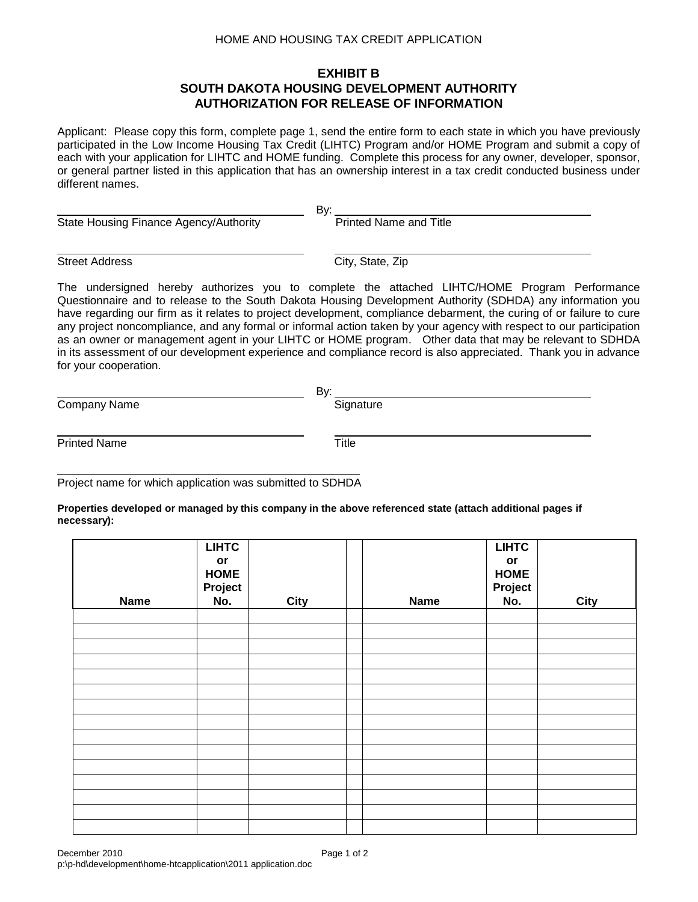HOME AND HOUSING TAX CREDIT APPLICATION

## EXHIBIT B
## SOUTH DAKOTA HOUSING DEVELOPMENT AUTHORITY
## AUTHORIZATION FOR RELEASE OF INFORMATION

Applicant: Please copy this form, complete page 1, send the entire form to each state in which you have previously participated in the Low Income Housing Tax Credit (LIHTC) Program and/or HOME Program and submit a copy of each with your application for LIHTC and HOME funding. Complete this process for any owner, developer, sponsor, or general partner listed in this application that has an ownership interest in a tax credit conducted business under different names.

_______________________________________ By: _______________________________________
State Housing Finance Agency/Authority Printed Name and Title

_______________________________________ _______________________________________
Street Address City, State, Zip

The undersigned hereby authorizes you to complete the attached LIHTC/HOME Program Performance Questionnaire and to release to the South Dakota Housing Development Authority (SDHDA) any information you have regarding our firm as it relates to project development, compliance debarment, the curing of or failure to cure any project noncompliance, and any formal or informal action taken by your agency with respect to our participation as an owner or management agent in your LIHTC or HOME program. Other data that may be relevant to SDHDA in its assessment of our development experience and compliance record is also appreciated. Thank you in advance for your cooperation.

_______________________________________ By: _______________________________________
Company Name Signature

_______________________________________ _______________________________________
Printed Name Title

_______________________________________
Project name for which application was submitted to SDHDA

**Properties developed or managed by this company in the above referenced state (attach additional pages if necessary):**

| Name | LIHTC or HOME Project No. | City | | Name | LIHTC or HOME Project No. | City |
|---|---|---|---|---|---|---|
| | | | | | | |
| | | | | | | |
| | | | | | | |
| | | | | | | |
| | | | | | | |
| | | | | | | |
| | | | | | | |
| | | | | | | |
| | | | | | | |
| | | | | | | |
| | | | | | | |
| | | | | | | |
| | | | | | | |
| | | | | | | |
| | | | | | | |

December 2010
p:\p-hd\development\home-htcapplication\2011 application.doc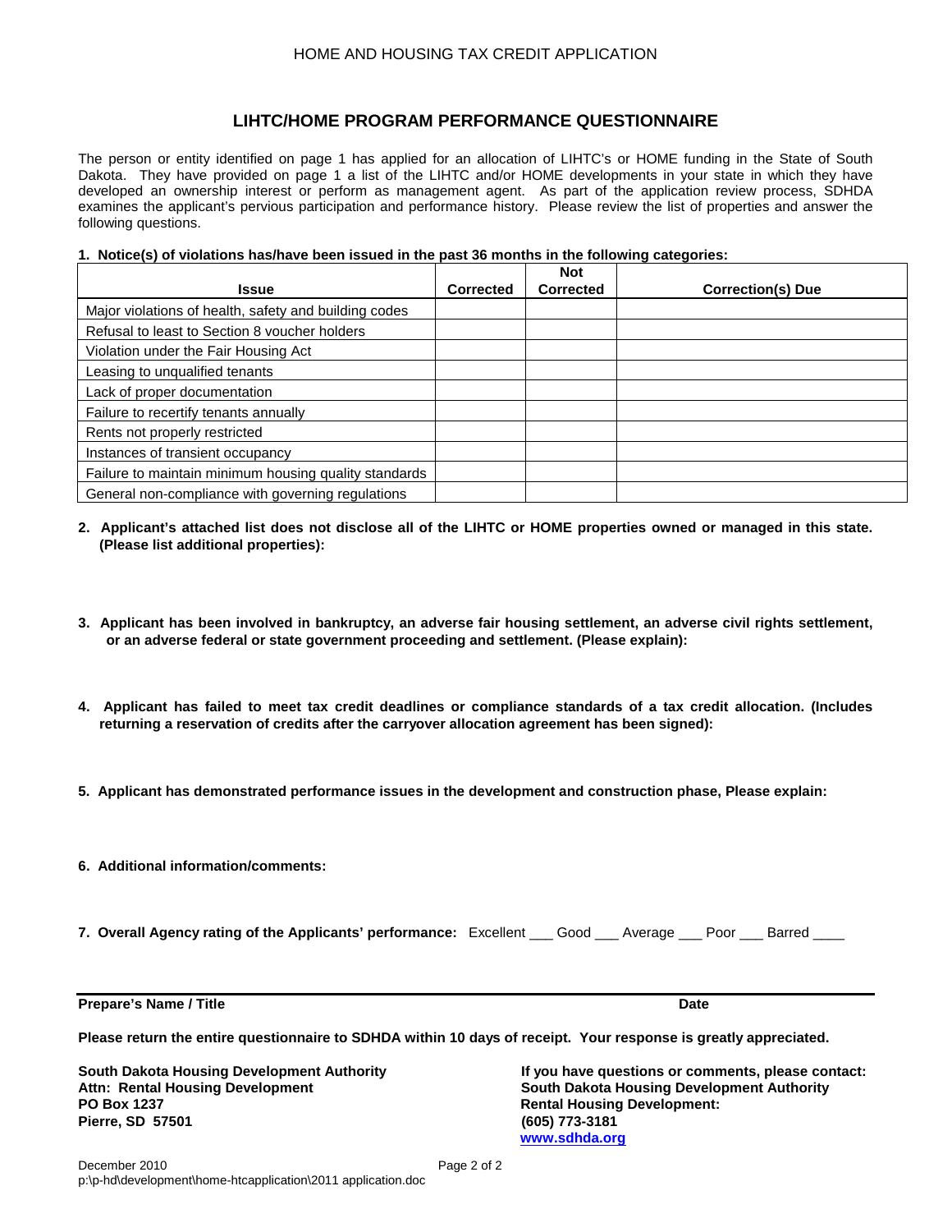HOME AND HOUSING TAX CREDIT APPLICATION

## LIHTC/HOME PROGRAM PERFORMANCE QUESTIONNAIRE

The person or entity identified on page 1 has applied for an allocation of LIHTC's or HOME funding in the State of South Dakota. They have provided on page 1 a list of the LIHTC and/or HOME developments in your state in which they have developed an ownership interest or perform as management agent. As part of the application review process, SDHDA examines the applicant's pervious participation and performance history. Please review the list of properties and answer the following questions.

**1. Notice(s) of violations has/have been issued in the past 36 months in the following categories:**

| Issue | Corrected | Not Corrected | Correction(s) Due |
|---|---|---|---|
| Major violations of health, safety and building codes | | | |
| Refusal to least to Section 8 voucher holders | | | |
| Violation under the Fair Housing Act | | | |
| Leasing to unqualified tenants | | | |
| Lack of proper documentation | | | |
| Failure to recertify tenants annually | | | |
| Rents not properly restricted | | | |
| Instances of transient occupancy | | | |
| Failure to maintain minimum housing quality standards | | | |
| General non-compliance with governing regulations | | | |

**2. Applicant's attached list does not disclose all of the LIHTC or HOME properties owned or managed in this state. (Please list additional properties):**

**3. Applicant has been involved in bankruptcy, an adverse fair housing settlement, an adverse civil rights settlement, or an adverse federal or state government proceeding and settlement. (Please explain):**

**4. Applicant has failed to meet tax credit deadlines or compliance standards of a tax credit allocation. (Includes returning a reservation of credits after the carryover allocation agreement has been signed):**

**5. Applicant has demonstrated performance issues in the development and construction phase, Please explain:**

**6. Additional information/comments:**

**7. Overall Agency rating of the Applicants' performance:** Excellent ___ Good ___ Average ___ Poor ___ Barred ____

**Prepare's Name / Title** **Date**

**Please return the entire questionnaire to SDHDA within 10 days of receipt. Your response is greatly appreciated.**

**South Dakota Housing Development Authority**
**Attn: Rental Housing Development**
**PO Box 1237**
**Pierre, SD 57501**

**If you have questions or comments, please contact:**
**South Dakota Housing Development Authority**
**Rental Housing Development:**
**(605) 773-3181**
**www.sdhda.org**

December 2010
p:\p-hd\development\home-htcapplication\2011 application.doc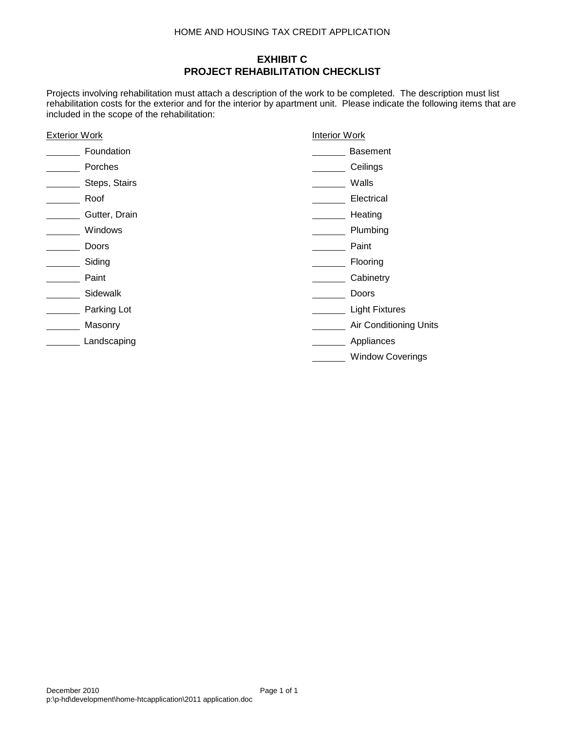HOME AND HOUSING TAX CREDIT APPLICATION

# EXHIBIT C
# PROJECT REHABILITATION CHECKLIST

Projects involving rehabilitation must attach a description of the work to be completed. The description must list rehabilitation costs for the exterior and for the interior by apartment unit. Please indicate the following items that are included in the scope of the rehabilitation:

<u>Exterior Work</u>

_______ Foundation
_______ Porches
_______ Steps, Stairs
_______ Roof
_______ Gutter, Drain
_______ Windows
_______ Doors
_______ Siding
_______ Paint
_______ Sidewalk
_______ Parking Lot
_______ Masonry
_______ Landscaping

<u>Interior Work</u>

_______ Basement
_______ Ceilings
_______ Walls
_______ Electrical
_______ Heating
_______ Plumbing
_______ Paint
_______ Flooring
_______ Cabinetry
_______ Doors
_______ Light Fixtures
_______ Air Conditioning Units
_______ Appliances
_______ Window Coverings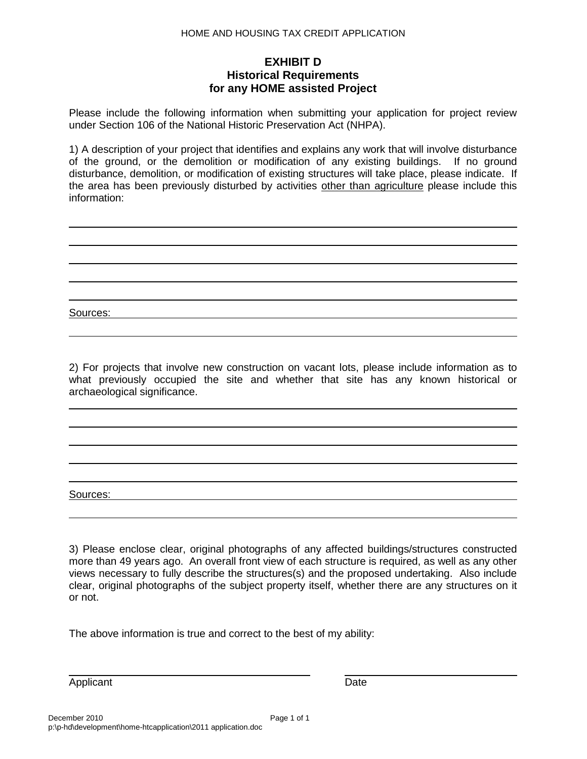## EXHIBIT D
## Historical Requirements
## for any HOME assisted Project

Please include the following information when submitting your application for project review under Section 106 of the National Historic Preservation Act (NHPA).

1) A description of your project that identifies and explains any work that will involve disturbance of the ground, or the demolition or modification of any existing buildings. If no ground disturbance, demolition, or modification of existing structures will take place, please indicate. If the area has been previously disturbed by activities other than agriculture please include this information:

______________________________________________________________________

______________________________________________________________________

______________________________________________________________________

______________________________________________________________________

______________________________________________________________________

Sources: ______________________________________________________________

______________________________________________________________________

2) For projects that involve new construction on vacant lots, please include information as to what previously occupied the site and whether that site has any known historical or archaeological significance.

______________________________________________________________________

______________________________________________________________________

______________________________________________________________________

______________________________________________________________________

______________________________________________________________________

Sources: ______________________________________________________________

______________________________________________________________________

3) Please enclose clear, original photographs of any affected buildings/structures constructed more than 49 years ago. An overall front view of each structure is required, as well as any other views necessary to fully describe the structures(s) and the proposed undertaking. Also include clear, original photographs of the subject property itself, whether there are any structures on it or not.

The above information is true and correct to the best of my ability:

______________________________________ ______________________

Applicant Date